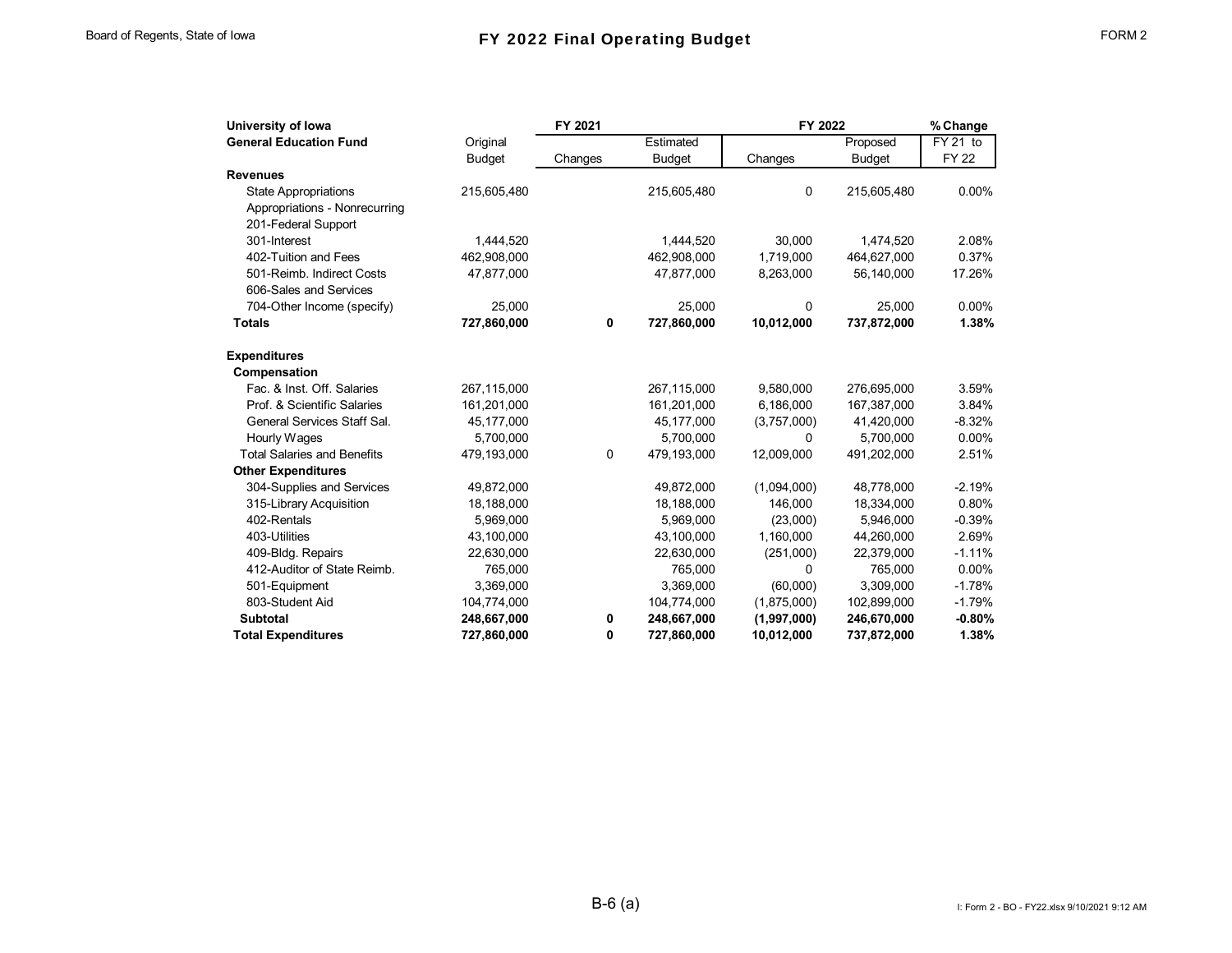Board of Regents, State of Iowa

# FY 2022 Final Operating Budget

FORM 2

| University of Iowa | FY 2021 | | | FY 2022 | | % Change |
|---|---|---|---|---|---|---|
| General Education Fund | Original Budget | Changes | Estimated Budget | Changes | Proposed Budget | FY 21 to FY 22 |
| **Revenues** | | | | | | |
| State Appropriations | 215,605,480 | | 215,605,480 | 0 | 215,605,480 | 0.00% |
| Appropriations - Nonrecurring | | | | | | |
| 201-Federal Support | | | | | | |
| 301-Interest | 1,444,520 | | 1,444,520 | 30,000 | 1,474,520 | 2.08% |
| 402-Tuition and Fees | 462,908,000 | | 462,908,000 | 1,719,000 | 464,627,000 | 0.37% |
| 501-Reimb. Indirect Costs | 47,877,000 | | 47,877,000 | 8,263,000 | 56,140,000 | 17.26% |
| 606-Sales and Services | | | | | | |
| 704-Other Income (specify) | 25,000 | | 25,000 | 0 | 25,000 | 0.00% |
| **Totals** | **727,860,000** | **0** | **727,860,000** | **10,012,000** | **737,872,000** | **1.38%** |
| | | | | | | |
| **Expenditures** | | | | | | |
| **Compensation** | | | | | | |
| Fac. & Inst. Off. Salaries | 267,115,000 | | 267,115,000 | 9,580,000 | 276,695,000 | 3.59% |
| Prof. & Scientific Salaries | 161,201,000 | | 161,201,000 | 6,186,000 | 167,387,000 | 3.84% |
| General Services Staff Sal. | 45,177,000 | | 45,177,000 | (3,757,000) | 41,420,000 | -8.32% |
| Hourly Wages | 5,700,000 | | 5,700,000 | 0 | 5,700,000 | 0.00% |
| Total Salaries and Benefits | 479,193,000 | 0 | 479,193,000 | 12,009,000 | 491,202,000 | 2.51% |
| **Other Expenditures** | | | | | | |
| 304-Supplies and Services | 49,872,000 | | 49,872,000 | (1,094,000) | 48,778,000 | -2.19% |
| 315-Library Acquisition | 18,188,000 | | 18,188,000 | 146,000 | 18,334,000 | 0.80% |
| 402-Rentals | 5,969,000 | | 5,969,000 | (23,000) | 5,946,000 | -0.39% |
| 403-Utilities | 43,100,000 | | 43,100,000 | 1,160,000 | 44,260,000 | 2.69% |
| 409-Bldg. Repairs | 22,630,000 | | 22,630,000 | (251,000) | 22,379,000 | -1.11% |
| 412-Auditor of State Reimb. | 765,000 | | 765,000 | 0 | 765,000 | 0.00% |
| 501-Equipment | 3,369,000 | | 3,369,000 | (60,000) | 3,309,000 | -1.78% |
| 803-Student Aid | 104,774,000 | | 104,774,000 | (1,875,000) | 102,899,000 | -1.79% |
| **Subtotal** | **248,667,000** | **0** | **248,667,000** | **(1,997,000)** | **246,670,000** | **-0.80%** |
| **Total Expenditures** | **727,860,000** | **0** | **727,860,000** | **10,012,000** | **737,872,000** | **1.38%** |

B-6 (a)

I: Form 2 - BO - FY22.xlsx 9/10/2021 9:12 AM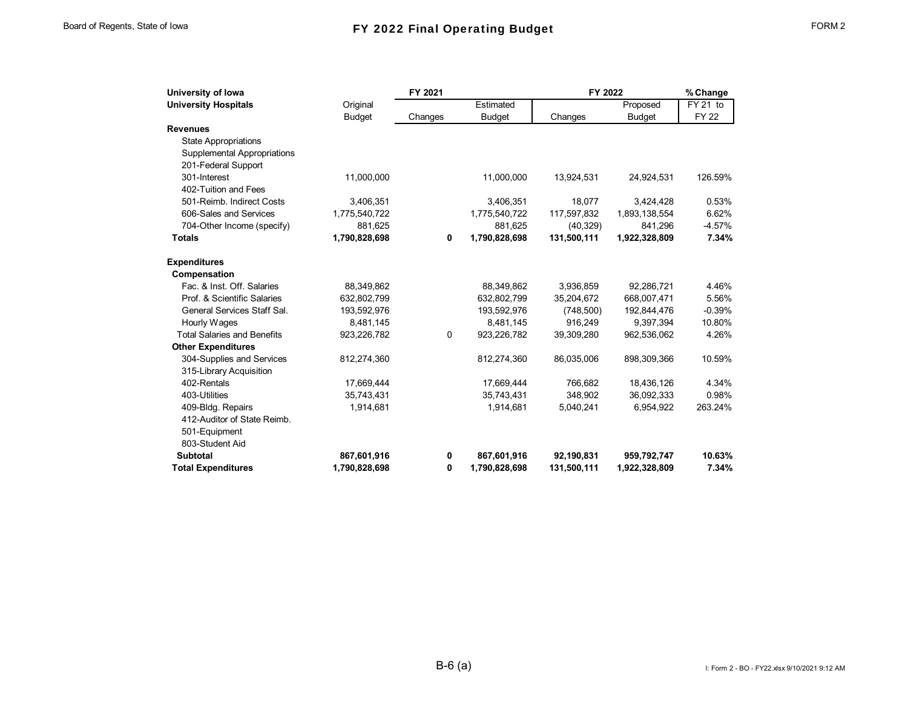# FY 2022 Final Operating Budget

| University of Iowa | FY 2021 | | | FY 2022 | | % Change |
|---|---|---|---|---|---|---|
| **University Hospitals** | Original Budget | Changes | Estimated Budget | Changes | Proposed Budget | FY 21 to FY 22 |
| **Revenues** | | | | | | |
| State Appropriations | | | | | | |
| Supplemental Appropriations | | | | | | |
| 201-Federal Support | | | | | | |
| 301-Interest | 11,000,000 | | 11,000,000 | 13,924,531 | 24,924,531 | 126.59% |
| 402-Tuition and Fees | | | | | | |
| 501-Reimb. Indirect Costs | 3,406,351 | | 3,406,351 | 18,077 | 3,424,428 | 0.53% |
| 606-Sales and Services | 1,775,540,722 | | 1,775,540,722 | 117,597,832 | 1,893,138,554 | 6.62% |
| 704-Other Income (specify) | 881,625 | | 881,625 | (40,329) | 841,296 | -4.57% |
| **Totals** | **1,790,828,698** | **0** | **1,790,828,698** | **131,500,111** | **1,922,328,809** | **7.34%** |
| | | | | | | |
| **Expenditures** | | | | | | |
| **Compensation** | | | | | | |
| Fac. & Inst. Off. Salaries | 88,349,862 | | 88,349,862 | 3,936,859 | 92,286,721 | 4.46% |
| Prof. & Scientific Salaries | 632,802,799 | | 632,802,799 | 35,204,672 | 668,007,471 | 5.56% |
| General Services Staff Sal. | 193,592,976 | | 193,592,976 | (748,500) | 192,844,476 | -0.39% |
| Hourly Wages | 8,481,145 | | 8,481,145 | 916,249 | 9,397,394 | 10.80% |
| Total Salaries and Benefits | 923,226,782 | 0 | 923,226,782 | 39,309,280 | 962,536,062 | 4.26% |
| **Other Expenditures** | | | | | | |
| 304-Supplies and Services | 812,274,360 | | 812,274,360 | 86,035,006 | 898,309,366 | 10.59% |
| 315-Library Acquisition | | | | | | |
| 402-Rentals | 17,669,444 | | 17,669,444 | 766,682 | 18,436,126 | 4.34% |
| 403-Utilities | 35,743,431 | | 35,743,431 | 348,902 | 36,092,333 | 0.98% |
| 409-Bldg. Repairs | 1,914,681 | | 1,914,681 | 5,040,241 | 6,954,922 | 263.24% |
| 412-Auditor of State Reimb. | | | | | | |
| 501-Equipment | | | | | | |
| 803-Student Aid | | | | | | |
| **Subtotal** | **867,601,916** | **0** | **867,601,916** | **92,190,831** | **959,792,747** | **10.63%** |
| **Total Expenditures** | **1,790,828,698** | **0** | **1,790,828,698** | **131,500,111** | **1,922,328,809** | **7.34%** |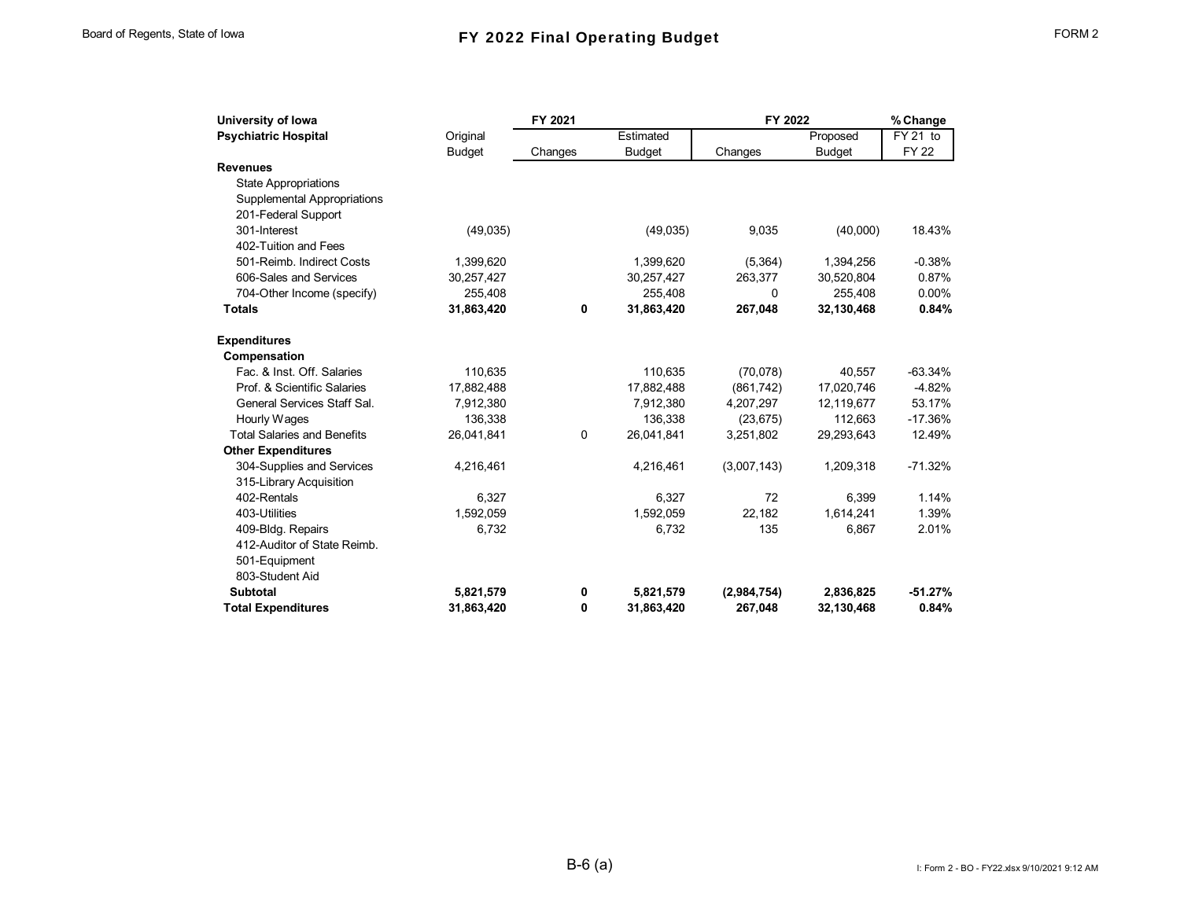# FY 2022 Final Operating Budget

Board of Regents, State of Iowa

FORM 2

| University of Iowa<br>Psychiatric Hospital | FY 2021<br>Original Budget | FY 2021<br>Changes | FY 2021<br>Estimated Budget | FY 2022<br>Changes | FY 2022<br>Proposed Budget | % Change<br>FY 21 to FY 22 |
|---|---|---|---|---|---|---|
| **Revenues** | | | | | | |
| State Appropriations | | | | | | |
| Supplemental Appropriations | | | | | | |
| 201-Federal Support | | | | | | |
| 301-Interest | (49,035) | | (49,035) | 9,035 | (40,000) | 18.43% |
| 402-Tuition and Fees | | | | | | |
| 501-Reimb. Indirect Costs | 1,399,620 | | 1,399,620 | (5,364) | 1,394,256 | -0.38% |
| 606-Sales and Services | 30,257,427 | | 30,257,427 | 263,377 | 30,520,804 | 0.87% |
| 704-Other Income (specify) | 255,408 | | 255,408 | 0 | 255,408 | 0.00% |
| **Totals** | **31,863,420** | **0** | **31,863,420** | **267,048** | **32,130,468** | **0.84%** |
| | | | | | | |
| **Expenditures** | | | | | | |
| **Compensation** | | | | | | |
| Fac. & Inst. Off. Salaries | 110,635 | | 110,635 | (70,078) | 40,557 | -63.34% |
| Prof. & Scientific Salaries | 17,882,488 | | 17,882,488 | (861,742) | 17,020,746 | -4.82% |
| General Services Staff Sal. | 7,912,380 | | 7,912,380 | 4,207,297 | 12,119,677 | 53.17% |
| Hourly Wages | 136,338 | | 136,338 | (23,675) | 112,663 | -17.36% |
| Total Salaries and Benefits | 26,041,841 | 0 | 26,041,841 | 3,251,802 | 29,293,643 | 12.49% |
| **Other Expenditures** | | | | | | |
| 304-Supplies and Services | 4,216,461 | | 4,216,461 | (3,007,143) | 1,209,318 | -71.32% |
| 315-Library Acquisition | | | | | | |
| 402-Rentals | 6,327 | | 6,327 | 72 | 6,399 | 1.14% |
| 403-Utilities | 1,592,059 | | 1,592,059 | 22,182 | 1,614,241 | 1.39% |
| 409-Bldg. Repairs | 6,732 | | 6,732 | 135 | 6,867 | 2.01% |
| 412-Auditor of State Reimb. | | | | | | |
| 501-Equipment | | | | | | |
| 803-Student Aid | | | | | | |
| **Subtotal** | **5,821,579** | **0** | **5,821,579** | **(2,984,754)** | **2,836,825** | **-51.27%** |
| **Total Expenditures** | **31,863,420** | **0** | **31,863,420** | **267,048** | **32,130,468** | **0.84%** |

B-6 (a)

I: Form 2 - BO - FY22.xlsx 9/10/2021 9:12 AM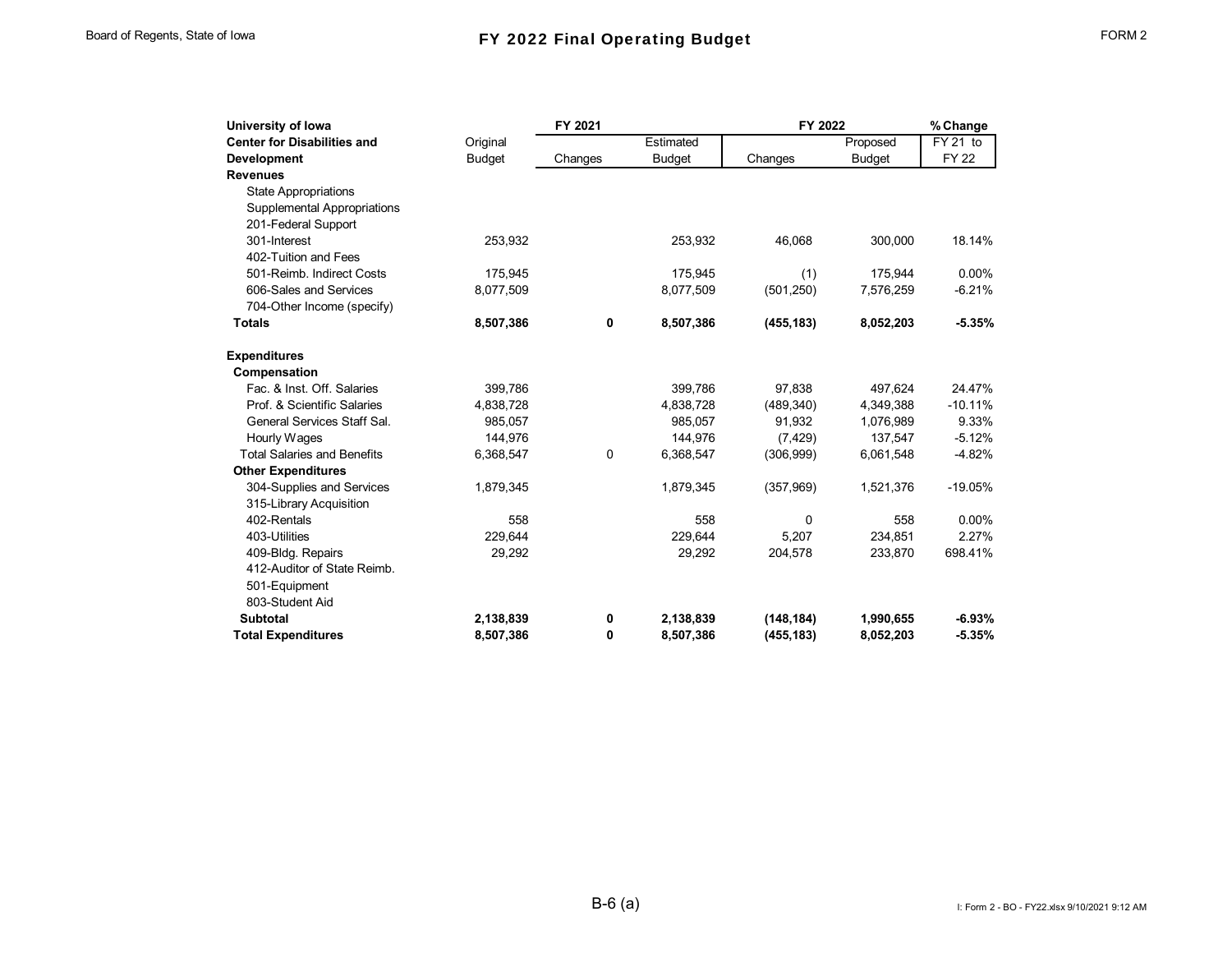# FY 2022 Final Operating Budget

FORM 2

| University of Iowa<br>Center for Disabilities and Development | FY 2021<br>Original Budget | FY 2021<br>Changes | FY 2021<br>Estimated Budget | FY 2022<br>Changes | FY 2022<br>Proposed Budget | % Change<br>FY 21 to FY 22 |
|---|---|---|---|---|---|---|
| **Revenues** | | | | | | |
| State Appropriations | | | | | | |
| Supplemental Appropriations | | | | | | |
| 201-Federal Support | | | | | | |
| 301-Interest | 253,932 | | 253,932 | 46,068 | 300,000 | 18.14% |
| 402-Tuition and Fees | | | | | | |
| 501-Reimb. Indirect Costs | 175,945 | | 175,945 | (1) | 175,944 | 0.00% |
| 606-Sales and Services | 8,077,509 | | 8,077,509 | (501,250) | 7,576,259 | -6.21% |
| 704-Other Income (specify) | | | | | | |
| **Totals** | **8,507,386** | **0** | **8,507,386** | **(455,183)** | **8,052,203** | **-5.35%** |
| | | | | | | |
| **Expenditures** | | | | | | |
| **Compensation** | | | | | | |
| Fac. & Inst. Off. Salaries | 399,786 | | 399,786 | 97,838 | 497,624 | 24.47% |
| Prof. & Scientific Salaries | 4,838,728 | | 4,838,728 | (489,340) | 4,349,388 | -10.11% |
| General Services Staff Sal. | 985,057 | | 985,057 | 91,932 | 1,076,989 | 9.33% |
| Hourly Wages | 144,976 | | 144,976 | (7,429) | 137,547 | -5.12% |
| Total Salaries and Benefits | 6,368,547 | 0 | 6,368,547 | (306,999) | 6,061,548 | -4.82% |
| **Other Expenditures** | | | | | | |
| 304-Supplies and Services | 1,879,345 | | 1,879,345 | (357,969) | 1,521,376 | -19.05% |
| 315-Library Acquisition | | | | | | |
| 402-Rentals | 558 | | 558 | 0 | 558 | 0.00% |
| 403-Utilities | 229,644 | | 229,644 | 5,207 | 234,851 | 2.27% |
| 409-Bldg. Repairs | 29,292 | | 29,292 | 204,578 | 233,870 | 698.41% |
| 412-Auditor of State Reimb. | | | | | | |
| 501-Equipment | | | | | | |
| 803-Student Aid | | | | | | |
| **Subtotal** | **2,138,839** | **0** | **2,138,839** | **(148,184)** | **1,990,655** | **-6.93%** |
| **Total Expenditures** | **8,507,386** | **0** | **8,507,386** | **(455,183)** | **8,052,203** | **-5.35%** |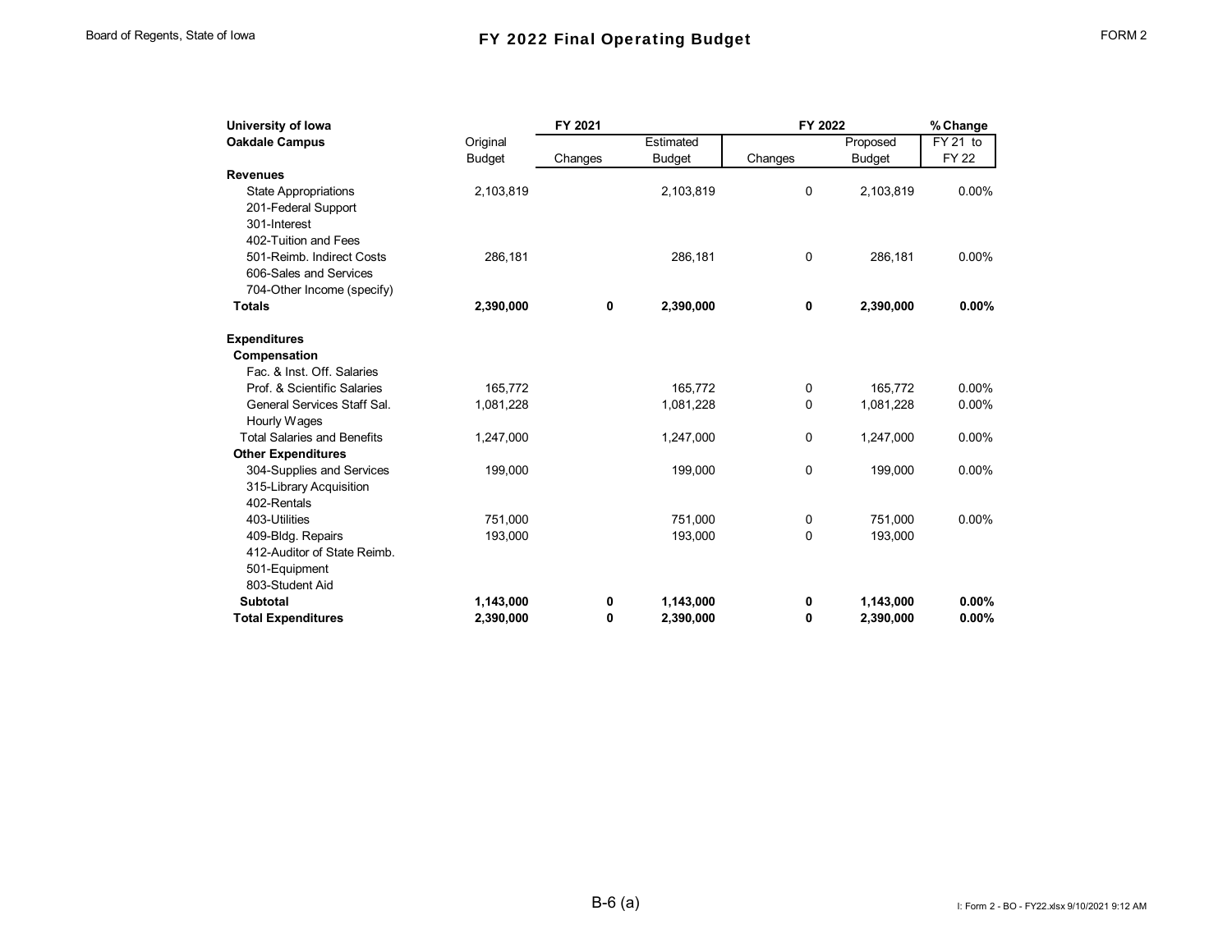# FY 2022 Final Operating Budget

| University of Iowa | FY 2021 | | | FY 2022 | | % Change |
|---|---|---|---|---|---|---|
| **Oakdale Campus** | Original Budget | Changes | Estimated Budget | Changes | Proposed Budget | FY 21 to FY 22 |
| **Revenues** | | | | | | |
| State Appropriations | 2,103,819 | | 2,103,819 | 0 | 2,103,819 | 0.00% |
| 201-Federal Support | | | | | | |
| 301-Interest | | | | | | |
| 402-Tuition and Fees | | | | | | |
| 501-Reimb. Indirect Costs | 286,181 | | 286,181 | 0 | 286,181 | 0.00% |
| 606-Sales and Services | | | | | | |
| 704-Other Income (specify) | | | | | | |
| **Totals** | **2,390,000** | **0** | **2,390,000** | **0** | **2,390,000** | **0.00%** |
| | | | | | | |
| **Expenditures** | | | | | | |
| **Compensation** | | | | | | |
| Fac. & Inst. Off. Salaries | | | | | | |
| Prof. & Scientific Salaries | 165,772 | | 165,772 | 0 | 165,772 | 0.00% |
| General Services Staff Sal. | 1,081,228 | | 1,081,228 | 0 | 1,081,228 | 0.00% |
| Hourly Wages | | | | | | |
| Total Salaries and Benefits | 1,247,000 | | 1,247,000 | 0 | 1,247,000 | 0.00% |
| **Other Expenditures** | | | | | | |
| 304-Supplies and Services | 199,000 | | 199,000 | 0 | 199,000 | 0.00% |
| 315-Library Acquisition | | | | | | |
| 402-Rentals | | | | | | |
| 403-Utilities | 751,000 | | 751,000 | 0 | 751,000 | 0.00% |
| 409-Bldg. Repairs | 193,000 | | 193,000 | 0 | 193,000 | |
| 412-Auditor of State Reimb. | | | | | | |
| 501-Equipment | | | | | | |
| 803-Student Aid | | | | | | |
| **Subtotal** | **1,143,000** | **0** | **1,143,000** | **0** | **1,143,000** | **0.00%** |
| **Total Expenditures** | **2,390,000** | **0** | **2,390,000** | **0** | **2,390,000** | **0.00%** |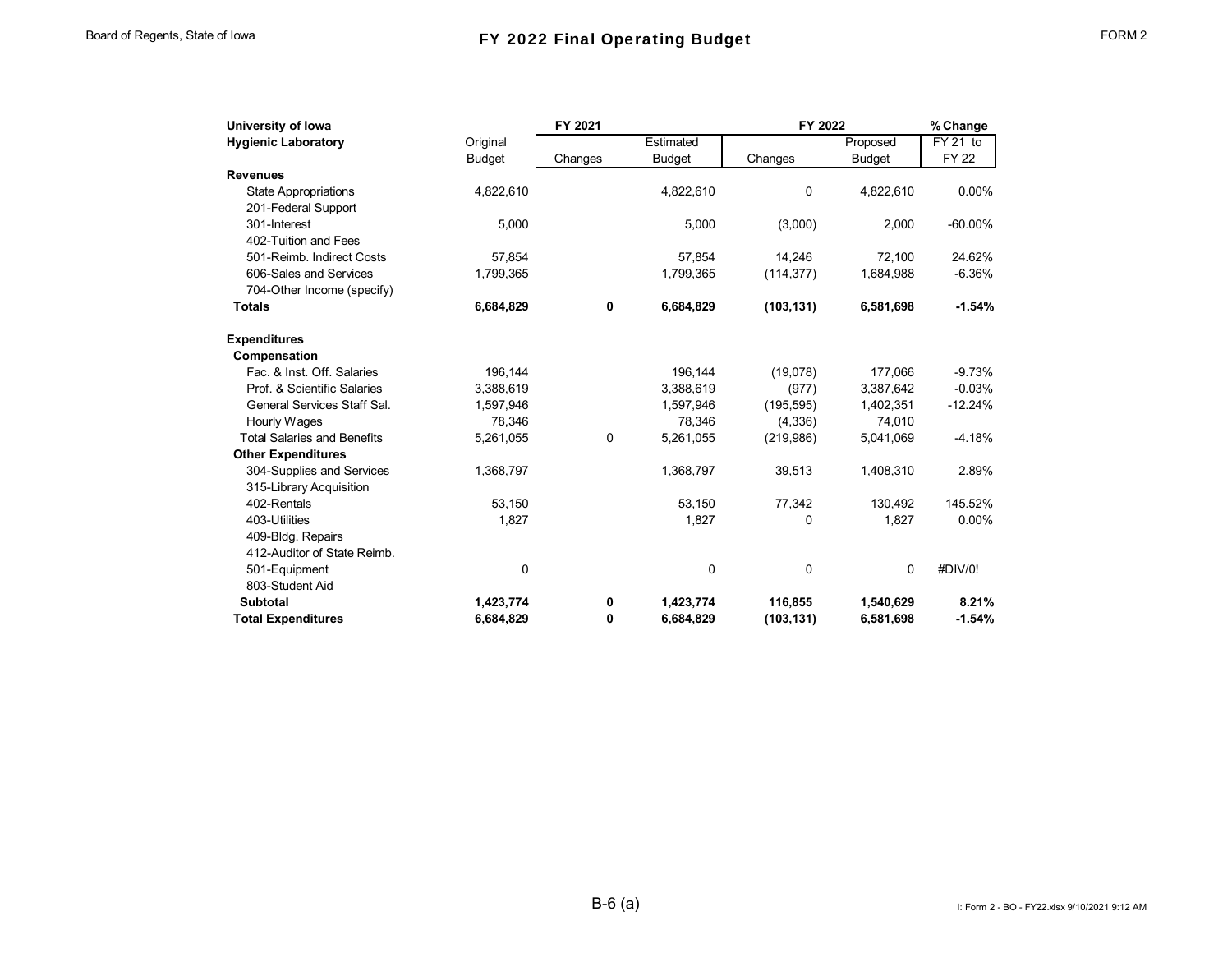Board of Regents, State of Iowa

# FY 2022 Final Operating Budget

FORM 2

| University of Iowa Hygienic Laboratory | FY 2021 Original Budget | FY 2021 Changes | FY 2021 Estimated Budget | FY 2022 Changes | FY 2022 Proposed Budget | % Change FY 21 to FY 22 |
|---|---|---|---|---|---|---|
| **Revenues** | | | | | | |
| State Appropriations | 4,822,610 | | 4,822,610 | 0 | 4,822,610 | 0.00% |
| 201-Federal Support | | | | | | |
| 301-Interest | 5,000 | | 5,000 | (3,000) | 2,000 | -60.00% |
| 402-Tuition and Fees | | | | | | |
| 501-Reimb. Indirect Costs | 57,854 | | 57,854 | 14,246 | 72,100 | 24.62% |
| 606-Sales and Services | 1,799,365 | | 1,799,365 | (114,377) | 1,684,988 | -6.36% |
| 704-Other Income (specify) | | | | | | |
| **Totals** | **6,684,829** | **0** | **6,684,829** | **(103,131)** | **6,581,698** | **-1.54%** |
| | | | | | | |
| **Expenditures** | | | | | | |
| **Compensation** | | | | | | |
| Fac. & Inst. Off. Salaries | 196,144 | | 196,144 | (19,078) | 177,066 | -9.73% |
| Prof. & Scientific Salaries | 3,388,619 | | 3,388,619 | (977) | 3,387,642 | -0.03% |
| General Services Staff Sal. | 1,597,946 | | 1,597,946 | (195,595) | 1,402,351 | -12.24% |
| Hourly Wages | 78,346 | | 78,346 | (4,336) | 74,010 | |
| Total Salaries and Benefits | 5,261,055 | 0 | 5,261,055 | (219,986) | 5,041,069 | -4.18% |
| **Other Expenditures** | | | | | | |
| 304-Supplies and Services | 1,368,797 | | 1,368,797 | 39,513 | 1,408,310 | 2.89% |
| 315-Library Acquisition | | | | | | |
| 402-Rentals | 53,150 | | 53,150 | 77,342 | 130,492 | 145.52% |
| 403-Utilities | 1,827 | | 1,827 | 0 | 1,827 | 0.00% |
| 409-Bldg. Repairs | | | | | | |
| 412-Auditor of State Reimb. | | | | | | |
| 501-Equipment | 0 | | 0 | 0 | 0 | #DIV/0! |
| 803-Student Aid | | | | | | |
| **Subtotal** | **1,423,774** | **0** | **1,423,774** | **116,855** | **1,540,629** | **8.21%** |
| **Total Expenditures** | **6,684,829** | **0** | **6,684,829** | **(103,131)** | **6,581,698** | **-1.54%** |

B-6 (a)

I: Form 2 - BO - FY22.xlsx 9/10/2021 9:12 AM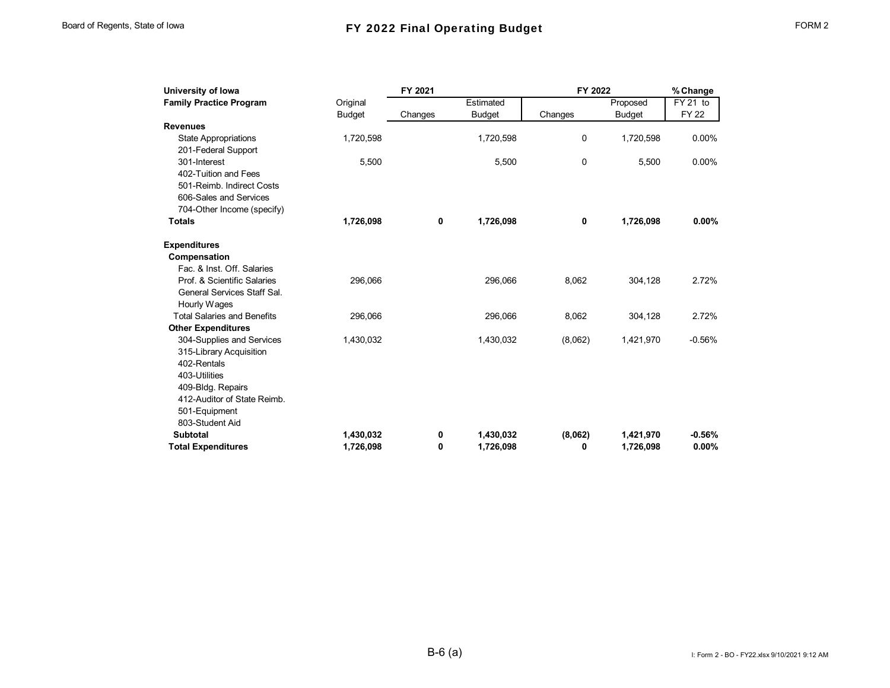# FY 2022 Final Operating Budget

Board of Regents, State of Iowa

FORM 2

| University of Iowa<br>Family Practice Program | FY 2021<br>Original Budget | FY 2021<br>Changes | FY 2021<br>Estimated Budget | FY 2022<br>Changes | FY 2022<br>Proposed Budget | % Change<br>FY 21 to FY 22 |
|---|---|---|---|---|---|---|
| **Revenues** | | | | | | |
| State Appropriations | 1,720,598 | | 1,720,598 | 0 | 1,720,598 | 0.00% |
| 201-Federal Support | | | | | | |
| 301-Interest | 5,500 | | 5,500 | 0 | 5,500 | 0.00% |
| 402-Tuition and Fees | | | | | | |
| 501-Reimb. Indirect Costs | | | | | | |
| 606-Sales and Services | | | | | | |
| 704-Other Income (specify) | | | | | | |
| **Totals** | **1,726,098** | **0** | **1,726,098** | **0** | **1,726,098** | **0.00%** |
| | | | | | | |
| **Expenditures** | | | | | | |
| **Compensation** | | | | | | |
| Fac. & Inst. Off. Salaries | | | | | | |
| Prof. & Scientific Salaries | 296,066 | | 296,066 | 8,062 | 304,128 | 2.72% |
| General Services Staff Sal. | | | | | | |
| Hourly Wages | | | | | | |
| Total Salaries and Benefits | 296,066 | | 296,066 | 8,062 | 304,128 | 2.72% |
| **Other Expenditures** | | | | | | |
| 304-Supplies and Services | 1,430,032 | | 1,430,032 | (8,062) | 1,421,970 | -0.56% |
| 315-Library Acquisition | | | | | | |
| 402-Rentals | | | | | | |
| 403-Utilities | | | | | | |
| 409-Bldg. Repairs | | | | | | |
| 412-Auditor of State Reimb. | | | | | | |
| 501-Equipment | | | | | | |
| 803-Student Aid | | | | | | |
| **Subtotal** | **1,430,032** | **0** | **1,430,032** | **(8,062)** | **1,421,970** | **-0.56%** |
| **Total Expenditures** | **1,726,098** | **0** | **1,726,098** | **0** | **1,726,098** | **0.00%** |

B-6 (a)

I: Form 2 - BO - FY22.xlsx 9/10/2021 9:12 AM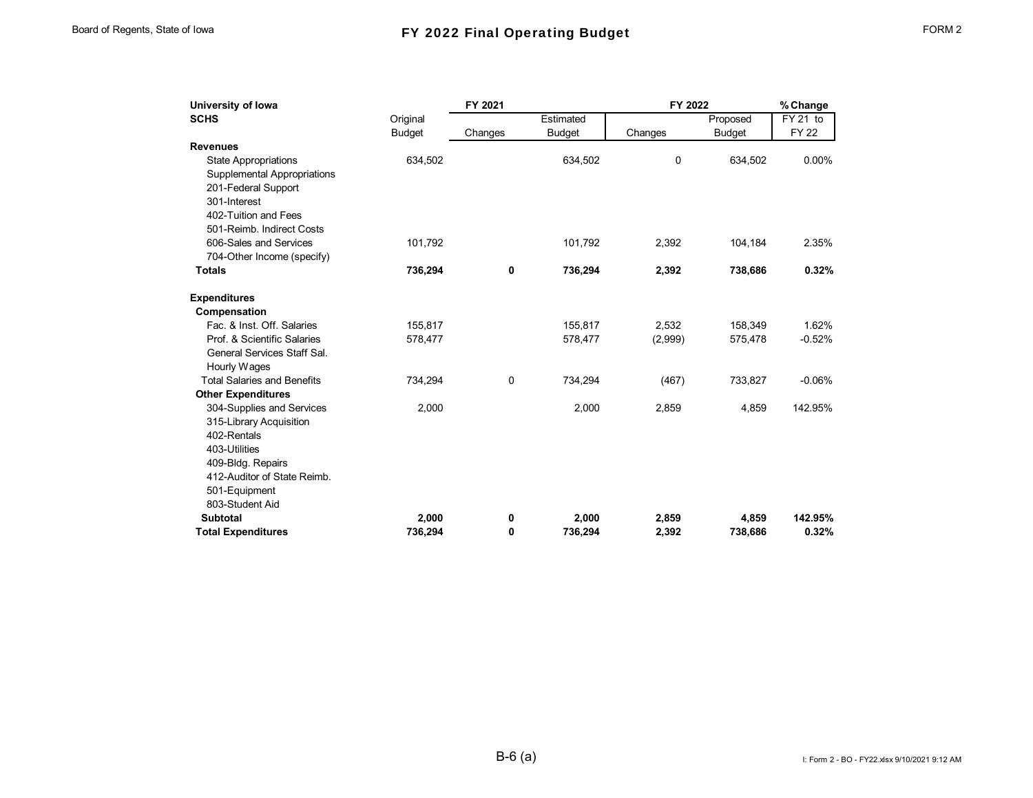# FY 2022 Final Operating Budget

Board of Regents, State of Iowa — FORM 2

| University of Iowa | | FY 2021 | | FY 2022 | | % Change |
|---|---|---|---|---|---|---|
| **SCHS** | Original Budget | Changes | Estimated Budget | Changes | Proposed Budget | FY 21 to FY 22 |
| **Revenues** | | | | | | |
| State Appropriations | 634,502 | | 634,502 | 0 | 634,502 | 0.00% |
| Supplemental Appropriations | | | | | | |
| 201-Federal Support | | | | | | |
| 301-Interest | | | | | | |
| 402-Tuition and Fees | | | | | | |
| 501-Reimb. Indirect Costs | | | | | | |
| 606-Sales and Services | 101,792 | | 101,792 | 2,392 | 104,184 | 2.35% |
| 704-Other Income (specify) | | | | | | |
| **Totals** | **736,294** | **0** | **736,294** | **2,392** | **738,686** | **0.32%** |
| | | | | | | |
| **Expenditures** | | | | | | |
| **Compensation** | | | | | | |
| Fac. & Inst. Off. Salaries | 155,817 | | 155,817 | 2,532 | 158,349 | 1.62% |
| Prof. & Scientific Salaries | 578,477 | | 578,477 | (2,999) | 575,478 | -0.52% |
| General Services Staff Sal. | | | | | | |
| Hourly Wages | | | | | | |
| Total Salaries and Benefits | 734,294 | 0 | 734,294 | (467) | 733,827 | -0.06% |
| **Other Expenditures** | | | | | | |
| 304-Supplies and Services | 2,000 | | 2,000 | 2,859 | 4,859 | 142.95% |
| 315-Library Acquisition | | | | | | |
| 402-Rentals | | | | | | |
| 403-Utilities | | | | | | |
| 409-Bldg. Repairs | | | | | | |
| 412-Auditor of State Reimb. | | | | | | |
| 501-Equipment | | | | | | |
| 803-Student Aid | | | | | | |
| **Subtotal** | **2,000** | **0** | **2,000** | **2,859** | **4,859** | **142.95%** |
| **Total Expenditures** | **736,294** | **0** | **736,294** | **2,392** | **738,686** | **0.32%** |

B-6 (a)

I: Form 2 - BO - FY22.xlsx 9/10/2021 9:12 AM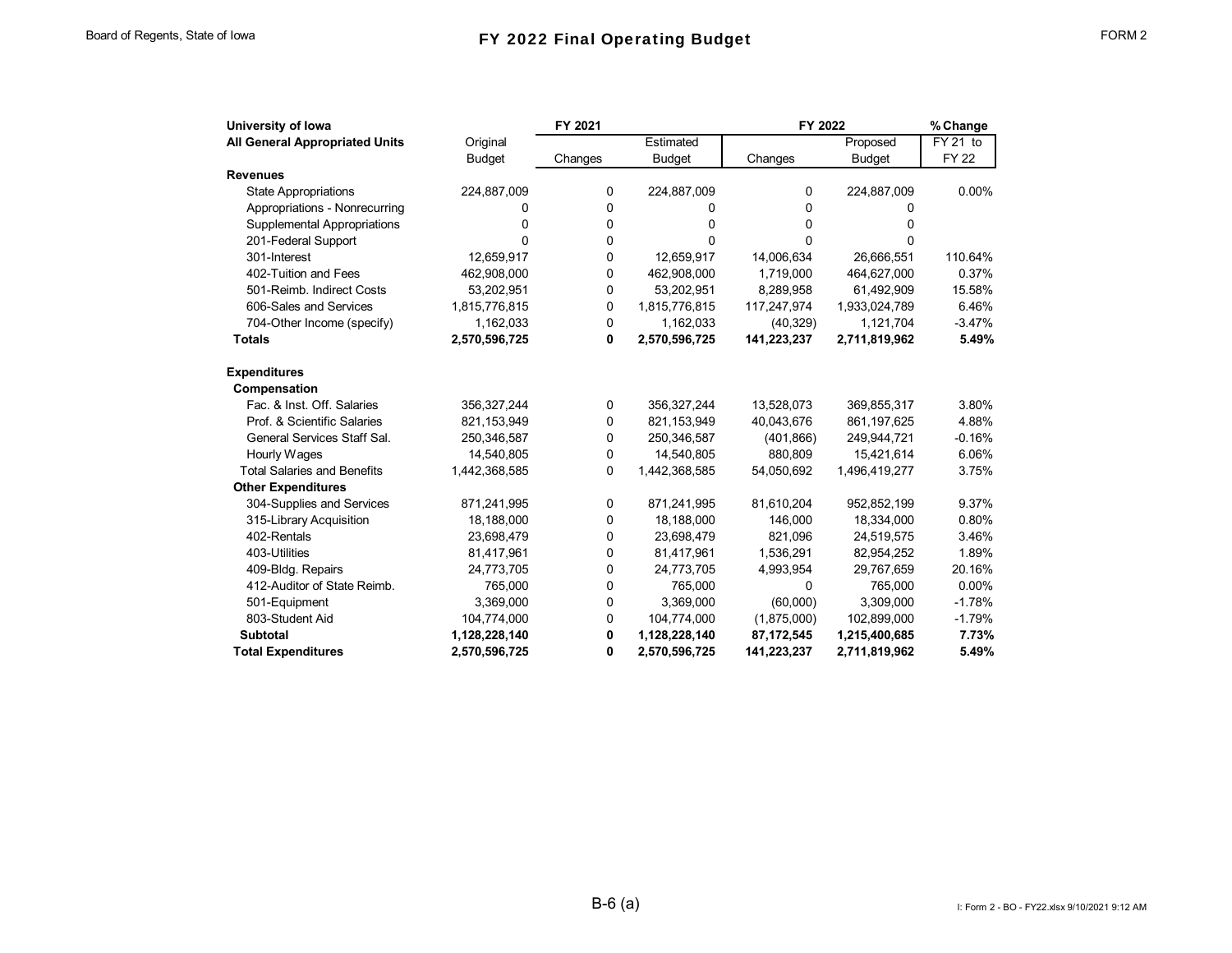# FY 2022 Final Operating Budget

| University of Iowa | FY 2021 | | | FY 2022 | | % Change |
|---|---|---|---|---|---|---|
| **All General Appropriated Units** | Original Budget | Changes | Estimated Budget | Changes | Proposed Budget | FY 21 to FY 22 |
| **Revenues** | | | | | | |
| State Appropriations | 224,887,009 | 0 | 224,887,009 | 0 | 224,887,009 | 0.00% |
| Appropriations - Nonrecurring | 0 | 0 | 0 | 0 | 0 | |
| Supplemental Appropriations | 0 | 0 | 0 | 0 | 0 | |
| 201-Federal Support | 0 | 0 | 0 | 0 | 0 | |
| 301-Interest | 12,659,917 | 0 | 12,659,917 | 14,006,634 | 26,666,551 | 110.64% |
| 402-Tuition and Fees | 462,908,000 | 0 | 462,908,000 | 1,719,000 | 464,627,000 | 0.37% |
| 501-Reimb. Indirect Costs | 53,202,951 | 0 | 53,202,951 | 8,289,958 | 61,492,909 | 15.58% |
| 606-Sales and Services | 1,815,776,815 | 0 | 1,815,776,815 | 117,247,974 | 1,933,024,789 | 6.46% |
| 704-Other Income (specify) | 1,162,033 | 0 | 1,162,033 | (40,329) | 1,121,704 | -3.47% |
| **Totals** | **2,570,596,725** | **0** | **2,570,596,725** | **141,223,237** | **2,711,819,962** | **5.49%** |
| | | | | | | |
| **Expenditures** | | | | | | |
| **Compensation** | | | | | | |
| Fac. & Inst. Off. Salaries | 356,327,244 | 0 | 356,327,244 | 13,528,073 | 369,855,317 | 3.80% |
| Prof. & Scientific Salaries | 821,153,949 | 0 | 821,153,949 | 40,043,676 | 861,197,625 | 4.88% |
| General Services Staff Sal. | 250,346,587 | 0 | 250,346,587 | (401,866) | 249,944,721 | -0.16% |
| Hourly Wages | 14,540,805 | 0 | 14,540,805 | 880,809 | 15,421,614 | 6.06% |
| Total Salaries and Benefits | 1,442,368,585 | 0 | 1,442,368,585 | 54,050,692 | 1,496,419,277 | 3.75% |
| **Other Expenditures** | | | | | | |
| 304-Supplies and Services | 871,241,995 | 0 | 871,241,995 | 81,610,204 | 952,852,199 | 9.37% |
| 315-Library Acquisition | 18,188,000 | 0 | 18,188,000 | 146,000 | 18,334,000 | 0.80% |
| 402-Rentals | 23,698,479 | 0 | 23,698,479 | 821,096 | 24,519,575 | 3.46% |
| 403-Utilities | 81,417,961 | 0 | 81,417,961 | 1,536,291 | 82,954,252 | 1.89% |
| 409-Bldg. Repairs | 24,773,705 | 0 | 24,773,705 | 4,993,954 | 29,767,659 | 20.16% |
| 412-Auditor of State Reimb. | 765,000 | 0 | 765,000 | 0 | 765,000 | 0.00% |
| 501-Equipment | 3,369,000 | 0 | 3,369,000 | (60,000) | 3,309,000 | -1.78% |
| 803-Student Aid | 104,774,000 | 0 | 104,774,000 | (1,875,000) | 102,899,000 | -1.79% |
| **Subtotal** | **1,128,228,140** | **0** | **1,128,228,140** | **87,172,545** | **1,215,400,685** | **7.73%** |
| **Total Expenditures** | **2,570,596,725** | **0** | **2,570,596,725** | **141,223,237** | **2,711,819,962** | **5.49%** |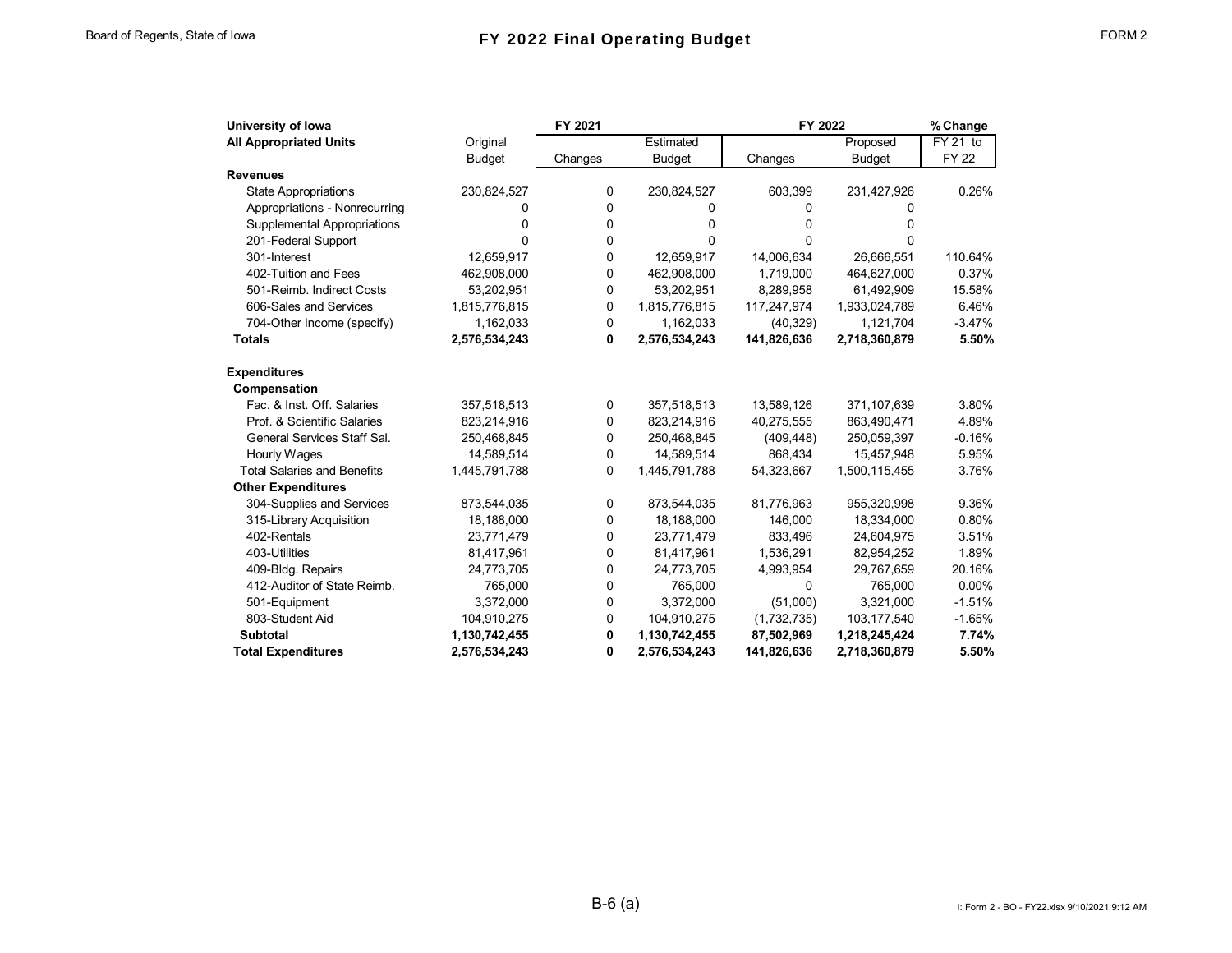| University of Iowa | FY 2021 | | | FY 2022 | | % Change |
|---|---|---|---|---|---|---|
| **All Appropriated Units** | Original Budget | Changes | Estimated Budget | Changes | Proposed Budget | FY 21 to FY 22 |
| **Revenues** | | | | | | |
| State Appropriations | 230,824,527 | 0 | 230,824,527 | 603,399 | 231,427,926 | 0.26% |
| Appropriations - Nonrecurring | 0 | 0 | 0 | 0 | 0 | |
| Supplemental Appropriations | 0 | 0 | 0 | 0 | 0 | |
| 201-Federal Support | 0 | 0 | 0 | 0 | 0 | |
| 301-Interest | 12,659,917 | 0 | 12,659,917 | 14,006,634 | 26,666,551 | 110.64% |
| 402-Tuition and Fees | 462,908,000 | 0 | 462,908,000 | 1,719,000 | 464,627,000 | 0.37% |
| 501-Reimb. Indirect Costs | 53,202,951 | 0 | 53,202,951 | 8,289,958 | 61,492,909 | 15.58% |
| 606-Sales and Services | 1,815,776,815 | 0 | 1,815,776,815 | 117,247,974 | 1,933,024,789 | 6.46% |
| 704-Other Income (specify) | 1,162,033 | 0 | 1,162,033 | (40,329) | 1,121,704 | -3.47% |
| **Totals** | **2,576,534,243** | **0** | **2,576,534,243** | **141,826,636** | **2,718,360,879** | **5.50%** |
| | | | | | | |
| **Expenditures** | | | | | | |
| **Compensation** | | | | | | |
| Fac. & Inst. Off. Salaries | 357,518,513 | 0 | 357,518,513 | 13,589,126 | 371,107,639 | 3.80% |
| Prof. & Scientific Salaries | 823,214,916 | 0 | 823,214,916 | 40,275,555 | 863,490,471 | 4.89% |
| General Services Staff Sal. | 250,468,845 | 0 | 250,468,845 | (409,448) | 250,059,397 | -0.16% |
| Hourly Wages | 14,589,514 | 0 | 14,589,514 | 868,434 | 15,457,948 | 5.95% |
| Total Salaries and Benefits | 1,445,791,788 | 0 | 1,445,791,788 | 54,323,667 | 1,500,115,455 | 3.76% |
| **Other Expenditures** | | | | | | |
| 304-Supplies and Services | 873,544,035 | 0 | 873,544,035 | 81,776,963 | 955,320,998 | 9.36% |
| 315-Library Acquisition | 18,188,000 | 0 | 18,188,000 | 146,000 | 18,334,000 | 0.80% |
| 402-Rentals | 23,771,479 | 0 | 23,771,479 | 833,496 | 24,604,975 | 3.51% |
| 403-Utilities | 81,417,961 | 0 | 81,417,961 | 1,536,291 | 82,954,252 | 1.89% |
| 409-Bldg. Repairs | 24,773,705 | 0 | 24,773,705 | 4,993,954 | 29,767,659 | 20.16% |
| 412-Auditor of State Reimb. | 765,000 | 0 | 765,000 | 0 | 765,000 | 0.00% |
| 501-Equipment | 3,372,000 | 0 | 3,372,000 | (51,000) | 3,321,000 | -1.51% |
| 803-Student Aid | 104,910,275 | 0 | 104,910,275 | (1,732,735) | 103,177,540 | -1.65% |
| **Subtotal** | **1,130,742,455** | **0** | **1,130,742,455** | **87,502,969** | **1,218,245,424** | **7.74%** |
| **Total Expenditures** | **2,576,534,243** | **0** | **2,576,534,243** | **141,826,636** | **2,718,360,879** | **5.50%** |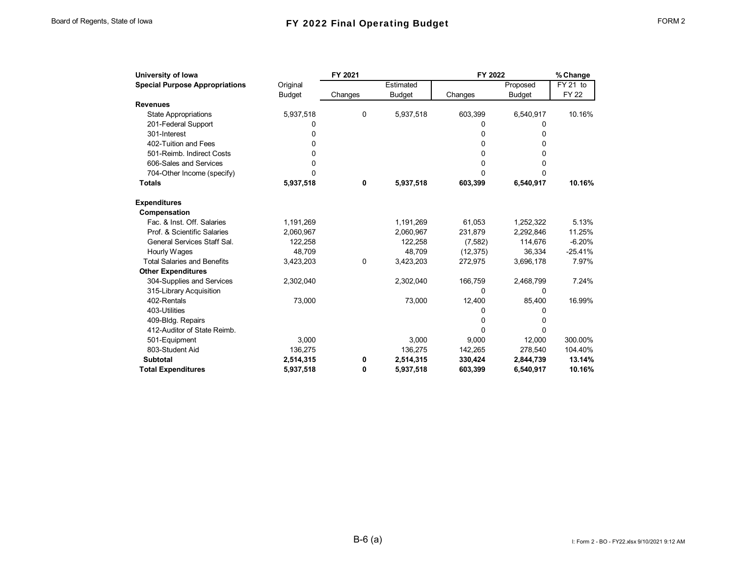# FY 2022 Final Operating Budget

Board of Regents, State of Iowa — FORM 2

| University of Iowa<br>Special Purpose Appropriations | FY 2021<br>Original Budget | FY 2021<br>Changes | FY 2021<br>Estimated Budget | FY 2022<br>Changes | FY 2022<br>Proposed Budget | % Change<br>FY 21 to FY 22 |
|---|---|---|---|---|---|---|
| **Revenues** | | | | | | |
| State Appropriations | 5,937,518 | 0 | 5,937,518 | 603,399 | 6,540,917 | 10.16% |
| 201-Federal Support | 0 | | | 0 | 0 | |
| 301-Interest | 0 | | | 0 | 0 | |
| 402-Tuition and Fees | 0 | | | 0 | 0 | |
| 501-Reimb. Indirect Costs | 0 | | | 0 | 0 | |
| 606-Sales and Services | 0 | | | 0 | 0 | |
| 704-Other Income (specify) | 0 | | | 0 | 0 | |
| **Totals** | **5,937,518** | **0** | **5,937,518** | **603,399** | **6,540,917** | **10.16%** |
| | | | | | | |
| **Expenditures** | | | | | | |
| **Compensation** | | | | | | |
| Fac. & Inst. Off. Salaries | 1,191,269 | | 1,191,269 | 61,053 | 1,252,322 | 5.13% |
| Prof. & Scientific Salaries | 2,060,967 | | 2,060,967 | 231,879 | 2,292,846 | 11.25% |
| General Services Staff Sal. | 122,258 | | 122,258 | (7,582) | 114,676 | -6.20% |
| Hourly Wages | 48,709 | | 48,709 | (12,375) | 36,334 | -25.41% |
| Total Salaries and Benefits | 3,423,203 | 0 | 3,423,203 | 272,975 | 3,696,178 | 7.97% |
| **Other Expenditures** | | | | | | |
| 304-Supplies and Services | 2,302,040 | | 2,302,040 | 166,759 | 2,468,799 | 7.24% |
| 315-Library Acquisition | | | | 0 | 0 | |
| 402-Rentals | 73,000 | | 73,000 | 12,400 | 85,400 | 16.99% |
| 403-Utilities | | | | 0 | 0 | |
| 409-Bldg. Repairs | | | | 0 | 0 | |
| 412-Auditor of State Reimb. | | | | 0 | 0 | |
| 501-Equipment | 3,000 | | 3,000 | 9,000 | 12,000 | 300.00% |
| 803-Student Aid | 136,275 | | 136,275 | 142,265 | 278,540 | 104.40% |
| **Subtotal** | **2,514,315** | **0** | **2,514,315** | **330,424** | **2,844,739** | **13.14%** |
| **Total Expenditures** | **5,937,518** | **0** | **5,937,518** | **603,399** | **6,540,917** | **10.16%** |

B-6 (a)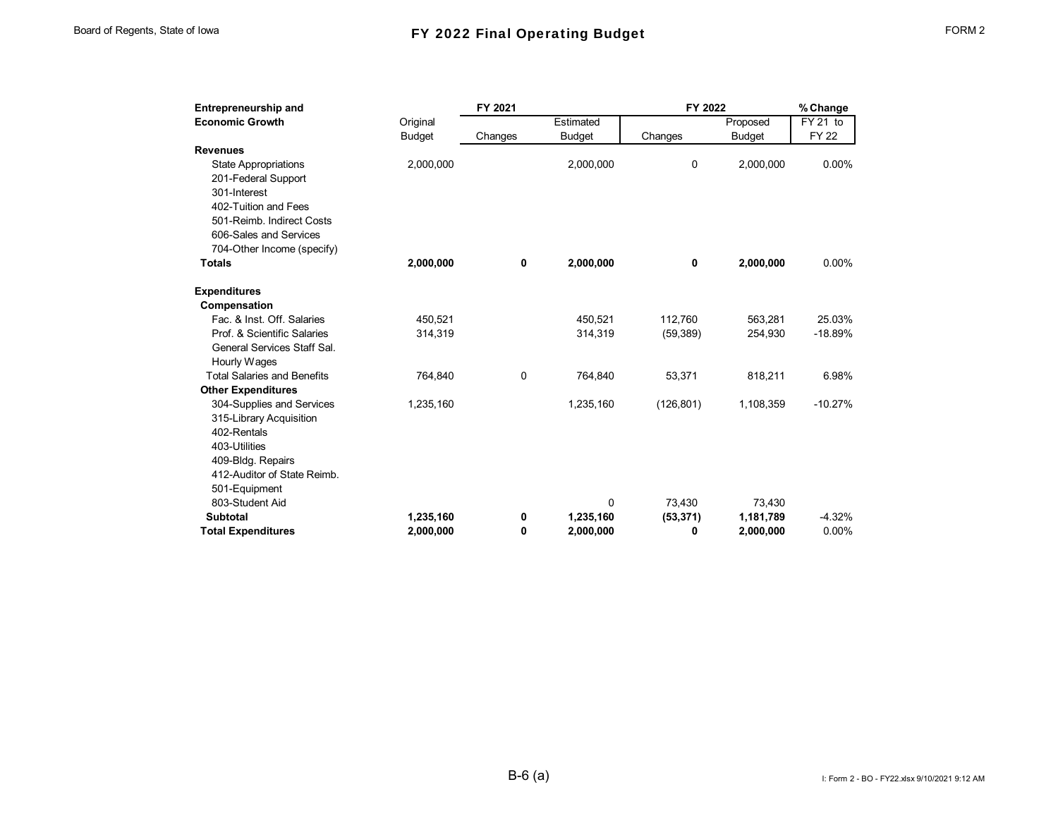# FY 2022 Final Operating Budget

Board of Regents, State of Iowa — FORM 2

| Entrepreneurship and Economic Growth | FY 2021 Original Budget | FY 2021 Changes | FY 2021 Estimated Budget | FY 2022 Changes | FY 2022 Proposed Budget | % Change FY 21 to FY 22 |
|---|---|---|---|---|---|---|
| **Revenues** | | | | | | |
| State Appropriations | 2,000,000 | | 2,000,000 | 0 | 2,000,000 | 0.00% |
| 201-Federal Support | | | | | | |
| 301-Interest | | | | | | |
| 402-Tuition and Fees | | | | | | |
| 501-Reimb. Indirect Costs | | | | | | |
| 606-Sales and Services | | | | | | |
| 704-Other Income (specify) | | | | | | |
| **Totals** | **2,000,000** | **0** | **2,000,000** | **0** | **2,000,000** | 0.00% |
| **Expenditures** | | | | | | |
| **Compensation** | | | | | | |
| Fac. & Inst. Off. Salaries | 450,521 | | 450,521 | 112,760 | 563,281 | 25.03% |
| Prof. & Scientific Salaries | 314,319 | | 314,319 | (59,389) | 254,930 | -18.89% |
| General Services Staff Sal. | | | | | | |
| Hourly Wages | | | | | | |
| Total Salaries and Benefits | 764,840 | 0 | 764,840 | 53,371 | 818,211 | 6.98% |
| **Other Expenditures** | | | | | | |
| 304-Supplies and Services | 1,235,160 | | 1,235,160 | (126,801) | 1,108,359 | -10.27% |
| 315-Library Acquisition | | | | | | |
| 402-Rentals | | | | | | |
| 403-Utilities | | | | | | |
| 409-Bldg. Repairs | | | | | | |
| 412-Auditor of State Reimb. | | | | | | |
| 501-Equipment | | | | | | |
| 803-Student Aid | | | 0 | 73,430 | 73,430 | |
| **Subtotal** | **1,235,160** | **0** | **1,235,160** | **(53,371)** | **1,181,789** | -4.32% |
| **Total Expenditures** | **2,000,000** | **0** | **2,000,000** | **0** | **2,000,000** | 0.00% |

B-6 (a)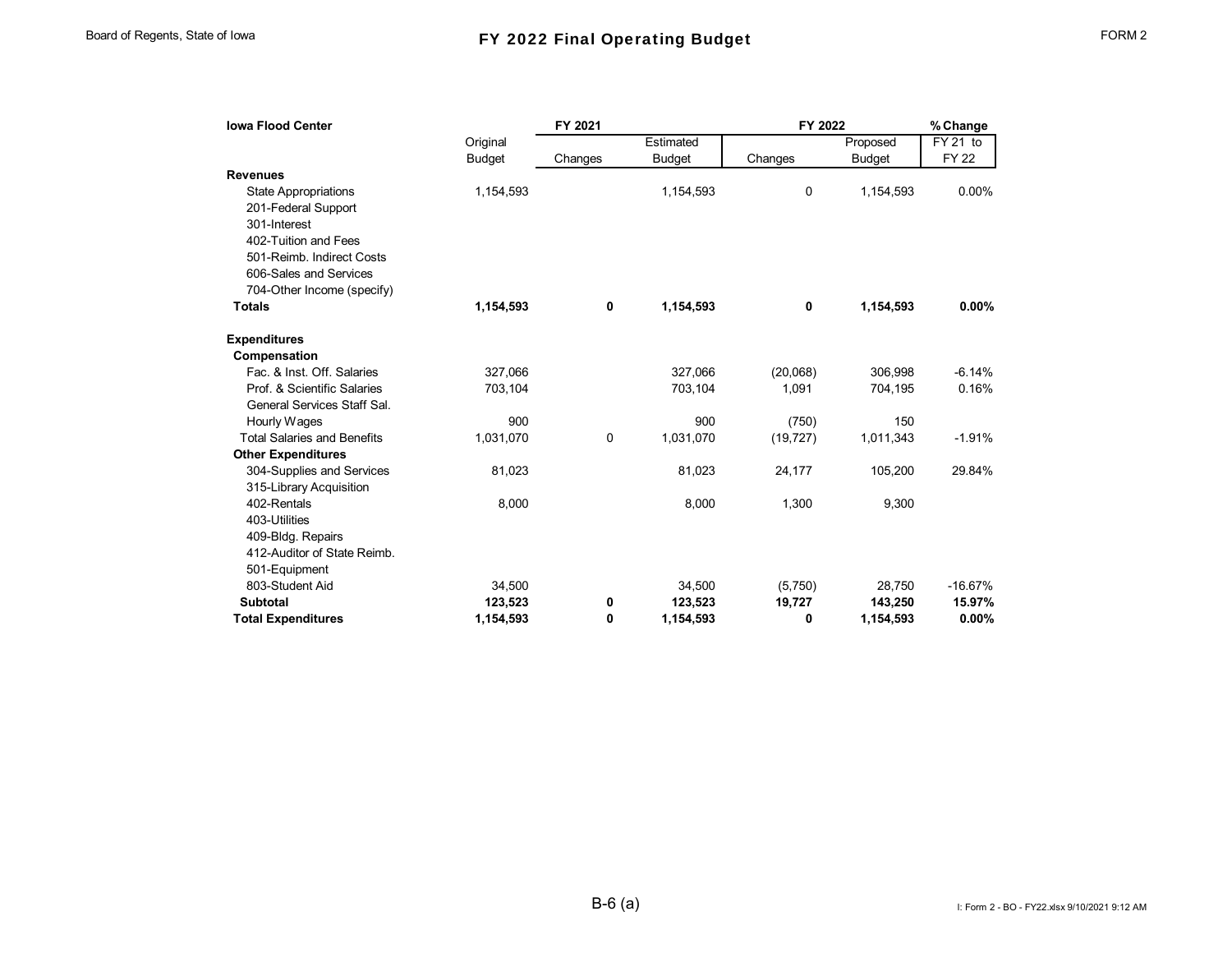# FY 2022 Final Operating Budget

Board of Regents, State of Iowa — FORM 2

| Iowa Flood Center | FY 2021 | | | FY 2022 | | % Change |
|---|---|---|---|---|---|---|
| | Original Budget | Changes | Estimated Budget | Changes | Proposed Budget | FY 21 to FY 22 |
| **Revenues** | | | | | | |
| State Appropriations | 1,154,593 | | 1,154,593 | 0 | 1,154,593 | 0.00% |
| 201-Federal Support | | | | | | |
| 301-Interest | | | | | | |
| 402-Tuition and Fees | | | | | | |
| 501-Reimb. Indirect Costs | | | | | | |
| 606-Sales and Services | | | | | | |
| 704-Other Income (specify) | | | | | | |
| **Totals** | **1,154,593** | **0** | **1,154,593** | **0** | **1,154,593** | **0.00%** |
| **Expenditures** | | | | | | |
| **Compensation** | | | | | | |
| Fac. & Inst. Off. Salaries | 327,066 | | 327,066 | (20,068) | 306,998 | -6.14% |
| Prof. & Scientific Salaries | 703,104 | | 703,104 | 1,091 | 704,195 | 0.16% |
| General Services Staff Sal. | | | | | | |
| Hourly Wages | 900 | | 900 | (750) | 150 | |
| Total Salaries and Benefits | 1,031,070 | 0 | 1,031,070 | (19,727) | 1,011,343 | -1.91% |
| **Other Expenditures** | | | | | | |
| 304-Supplies and Services | 81,023 | | 81,023 | 24,177 | 105,200 | 29.84% |
| 315-Library Acquisition | | | | | | |
| 402-Rentals | 8,000 | | 8,000 | 1,300 | 9,300 | |
| 403-Utilities | | | | | | |
| 409-Bldg. Repairs | | | | | | |
| 412-Auditor of State Reimb. | | | | | | |
| 501-Equipment | | | | | | |
| 803-Student Aid | 34,500 | | 34,500 | (5,750) | 28,750 | -16.67% |
| **Subtotal** | **123,523** | **0** | **123,523** | **19,727** | **143,250** | **15.97%** |
| **Total Expenditures** | **1,154,593** | **0** | **1,154,593** | **0** | **1,154,593** | **0.00%** |

B-6 (a)

I: Form 2 - BO - FY22.xlsx 9/10/2021 9:12 AM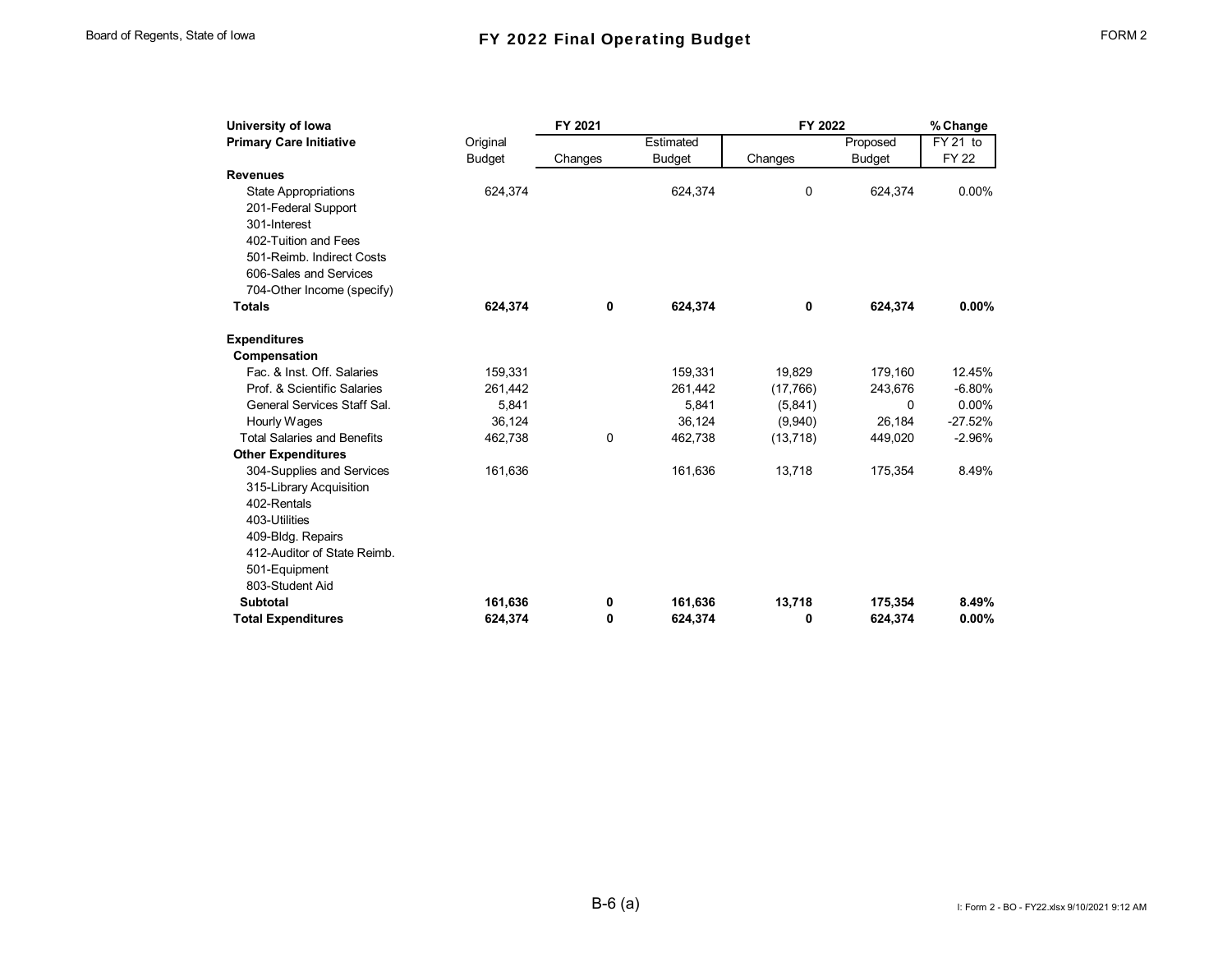# FY 2022 Final Operating Budget

| University of Iowa | FY 2021 | | | FY 2022 | | % Change |
|---|---|---|---|---|---|---|
| **Primary Care Initiative** | Original Budget | Changes | Estimated Budget | Changes | Proposed Budget | FY 21 to FY 22 |
| **Revenues** | | | | | | |
| State Appropriations | 624,374 | | 624,374 | 0 | 624,374 | 0.00% |
| 201-Federal Support | | | | | | |
| 301-Interest | | | | | | |
| 402-Tuition and Fees | | | | | | |
| 501-Reimb. Indirect Costs | | | | | | |
| 606-Sales and Services | | | | | | |
| 704-Other Income (specify) | | | | | | |
| **Totals** | **624,374** | **0** | **624,374** | **0** | **624,374** | **0.00%** |
| | | | | | | |
| **Expenditures** | | | | | | |
| **Compensation** | | | | | | |
| Fac. & Inst. Off. Salaries | 159,331 | | 159,331 | 19,829 | 179,160 | 12.45% |
| Prof. & Scientific Salaries | 261,442 | | 261,442 | (17,766) | 243,676 | -6.80% |
| General Services Staff Sal. | 5,841 | | 5,841 | (5,841) | 0 | 0.00% |
| Hourly Wages | 36,124 | | 36,124 | (9,940) | 26,184 | -27.52% |
| Total Salaries and Benefits | 462,738 | 0 | 462,738 | (13,718) | 449,020 | -2.96% |
| **Other Expenditures** | | | | | | |
| 304-Supplies and Services | 161,636 | | 161,636 | 13,718 | 175,354 | 8.49% |
| 315-Library Acquisition | | | | | | |
| 402-Rentals | | | | | | |
| 403-Utilities | | | | | | |
| 409-Bldg. Repairs | | | | | | |
| 412-Auditor of State Reimb. | | | | | | |
| 501-Equipment | | | | | | |
| 803-Student Aid | | | | | | |
| **Subtotal** | **161,636** | **0** | **161,636** | **13,718** | **175,354** | **8.49%** |
| **Total Expenditures** | **624,374** | **0** | **624,374** | **0** | **624,374** | **0.00%** |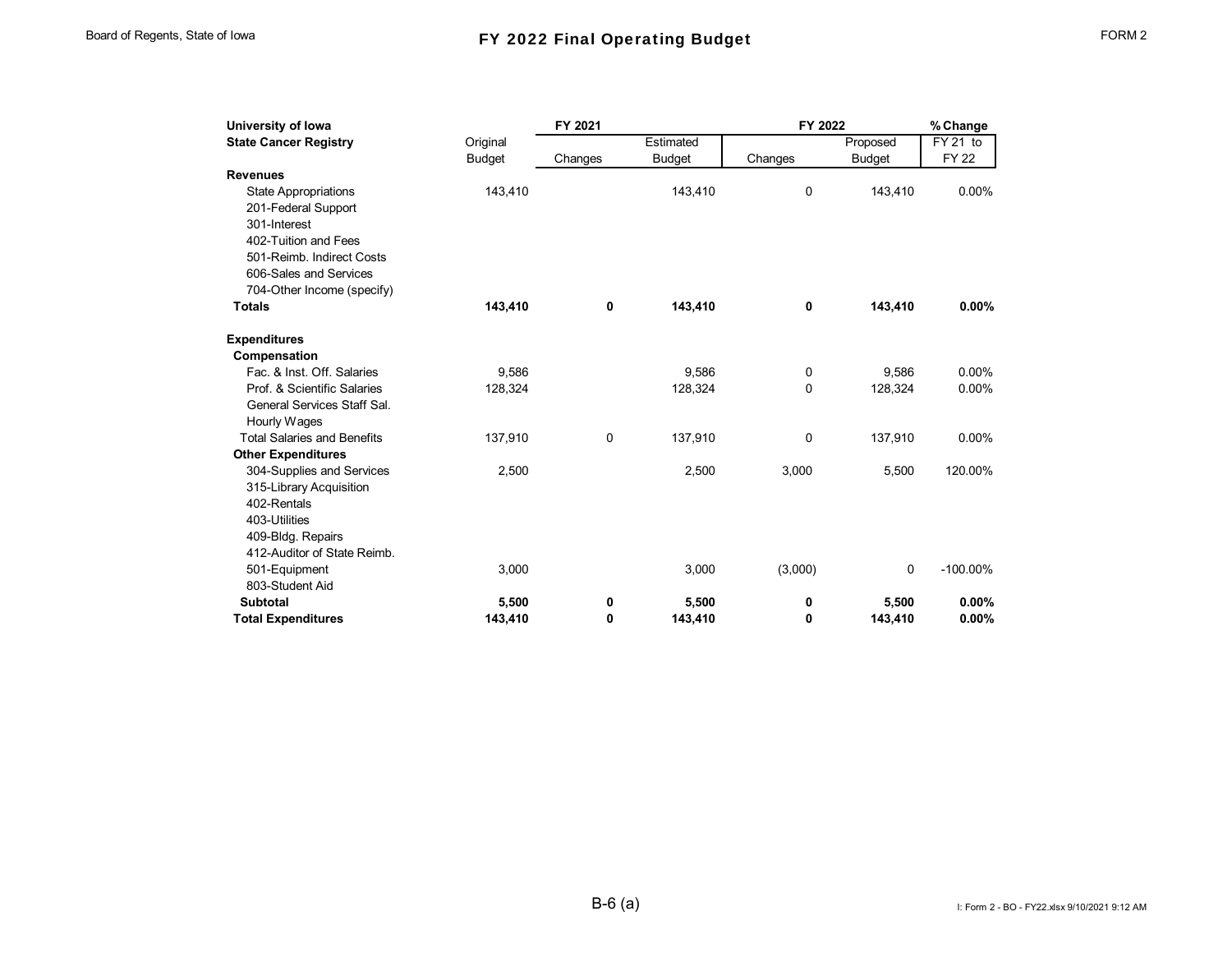# FY 2022 Final Operating Budget

Board of Regents, State of Iowa — FORM 2

| University of Iowa<br>State Cancer Registry | FY 2021<br>Original Budget | FY 2021<br>Changes | FY 2021<br>Estimated Budget | FY 2022<br>Changes | FY 2022<br>Proposed Budget | % Change<br>FY 21 to FY 22 |
|---|---|---|---|---|---|---|
| **Revenues** | | | | | | |
| State Appropriations | 143,410 | | 143,410 | 0 | 143,410 | 0.00% |
| 201-Federal Support | | | | | | |
| 301-Interest | | | | | | |
| 402-Tuition and Fees | | | | | | |
| 501-Reimb. Indirect Costs | | | | | | |
| 606-Sales and Services | | | | | | |
| 704-Other Income (specify) | | | | | | |
| **Totals** | **143,410** | **0** | **143,410** | **0** | **143,410** | **0.00%** |
| | | | | | | |
| **Expenditures** | | | | | | |
| **Compensation** | | | | | | |
| Fac. & Inst. Off. Salaries | 9,586 | | 9,586 | 0 | 9,586 | 0.00% |
| Prof. & Scientific Salaries | 128,324 | | 128,324 | 0 | 128,324 | 0.00% |
| General Services Staff Sal. | | | | | | |
| Hourly Wages | | | | | | |
| Total Salaries and Benefits | 137,910 | 0 | 137,910 | 0 | 137,910 | 0.00% |
| **Other Expenditures** | | | | | | |
| 304-Supplies and Services | 2,500 | | 2,500 | 3,000 | 5,500 | 120.00% |
| 315-Library Acquisition | | | | | | |
| 402-Rentals | | | | | | |
| 403-Utilities | | | | | | |
| 409-Bldg. Repairs | | | | | | |
| 412-Auditor of State Reimb. | | | | | | |
| 501-Equipment | 3,000 | | 3,000 | (3,000) | 0 | -100.00% |
| 803-Student Aid | | | | | | |
| **Subtotal** | **5,500** | **0** | **5,500** | **0** | **5,500** | **0.00%** |
| **Total Expenditures** | **143,410** | **0** | **143,410** | **0** | **143,410** | **0.00%** |

B-6 (a)

I: Form 2 - BO - FY22.xlsx 9/10/2021 9:12 AM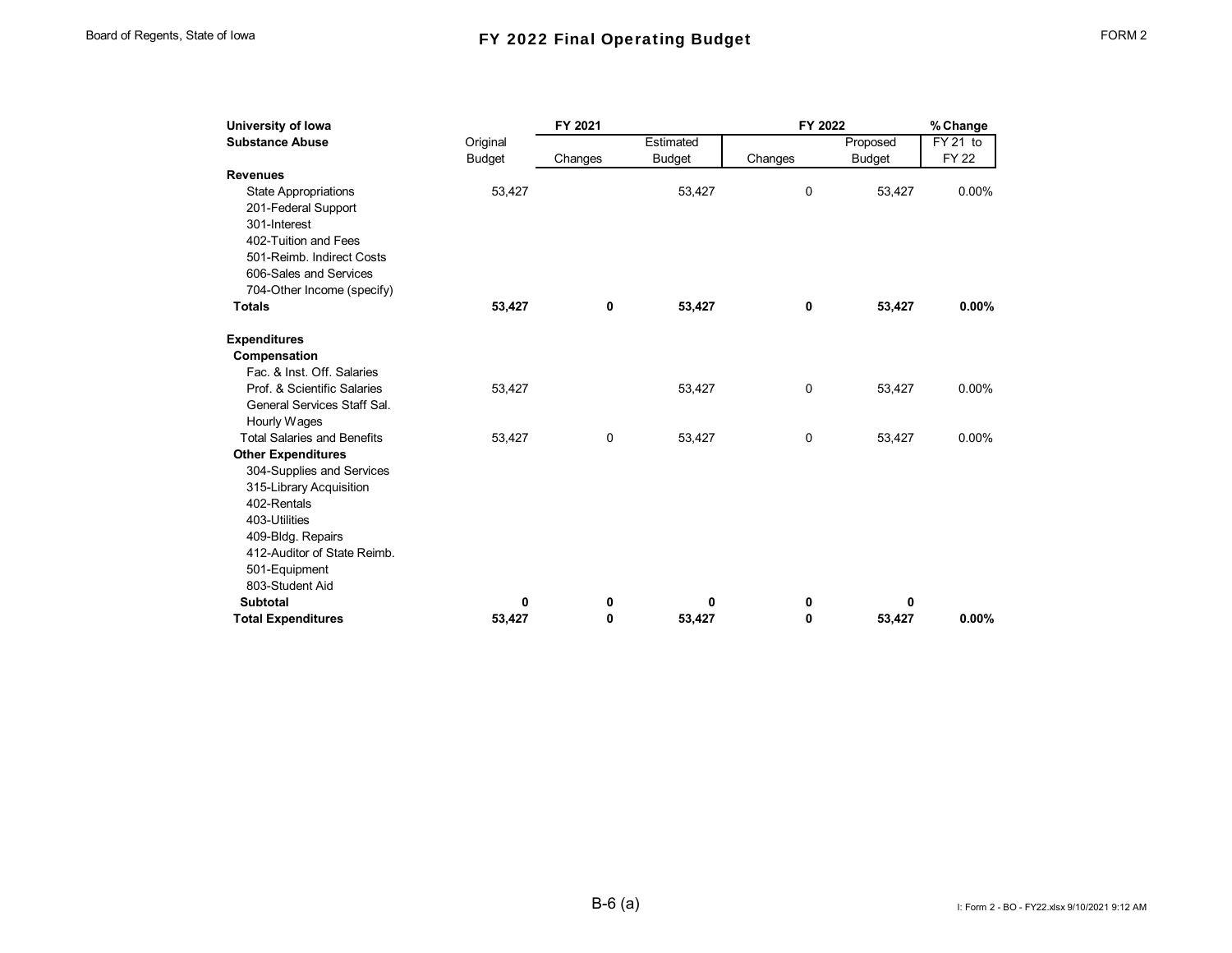# FY 2022 Final Operating Budget

Board of Regents, State of Iowa — FORM 2

| University of Iowa<br>Substance Abuse | FY 2021<br>Original Budget | Changes | Estimated Budget | FY 2022<br>Changes | Proposed Budget | % Change<br>FY 21 to FY 22 |
|---|---|---|---|---|---|---|
| **Revenues** | | | | | | |
| State Appropriations | 53,427 | | 53,427 | 0 | 53,427 | 0.00% |
| 201-Federal Support | | | | | | |
| 301-Interest | | | | | | |
| 402-Tuition and Fees | | | | | | |
| 501-Reimb. Indirect Costs | | | | | | |
| 606-Sales and Services | | | | | | |
| 704-Other Income (specify) | | | | | | |
| **Totals** | **53,427** | **0** | **53,427** | **0** | **53,427** | **0.00%** |
| | | | | | | |
| **Expenditures** | | | | | | |
| **Compensation** | | | | | | |
| Fac. & Inst. Off. Salaries | | | | | | |
| Prof. & Scientific Salaries | 53,427 | | 53,427 | 0 | 53,427 | 0.00% |
| General Services Staff Sal. | | | | | | |
| Hourly Wages | | | | | | |
| Total Salaries and Benefits | 53,427 | 0 | 53,427 | 0 | 53,427 | 0.00% |
| **Other Expenditures** | | | | | | |
| 304-Supplies and Services | | | | | | |
| 315-Library Acquisition | | | | | | |
| 402-Rentals | | | | | | |
| 403-Utilities | | | | | | |
| 409-Bldg. Repairs | | | | | | |
| 412-Auditor of State Reimb. | | | | | | |
| 501-Equipment | | | | | | |
| 803-Student Aid | | | | | | |
| **Subtotal** | **0** | **0** | **0** | **0** | **0** | |
| **Total Expenditures** | **53,427** | **0** | **53,427** | **0** | **53,427** | **0.00%** |

B-6 (a)

I: Form 2 - BO - FY22.xlsx 9/10/2021 9:12 AM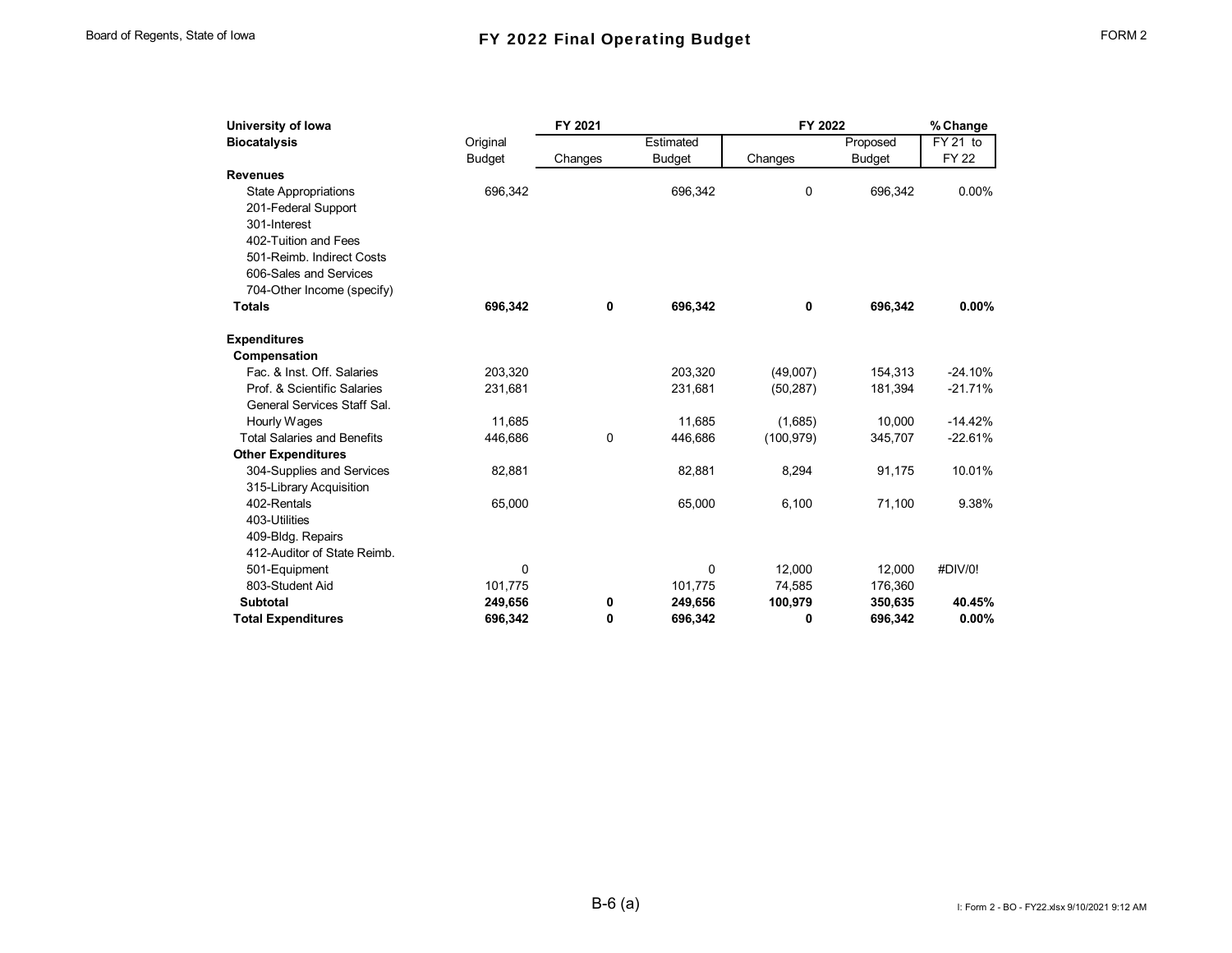# FY 2022 Final Operating Budget

Board of Regents, State of Iowa — FORM 2

| University of Iowa | FY 2021 | | | FY 2022 | | % Change |
|---|---|---|---|---|---|---|
| **Biocatalysis** | Original Budget | Changes | Estimated Budget | Changes | Proposed Budget | FY 21 to FY 22 |
| **Revenues** | | | | | | |
| State Appropriations | 696,342 | | 696,342 | 0 | 696,342 | 0.00% |
| 201-Federal Support | | | | | | |
| 301-Interest | | | | | | |
| 402-Tuition and Fees | | | | | | |
| 501-Reimb. Indirect Costs | | | | | | |
| 606-Sales and Services | | | | | | |
| 704-Other Income (specify) | | | | | | |
| **Totals** | **696,342** | **0** | **696,342** | **0** | **696,342** | **0.00%** |
| | | | | | | |
| **Expenditures** | | | | | | |
| **Compensation** | | | | | | |
| Fac. & Inst. Off. Salaries | 203,320 | | 203,320 | (49,007) | 154,313 | -24.10% |
| Prof. & Scientific Salaries | 231,681 | | 231,681 | (50,287) | 181,394 | -21.71% |
| General Services Staff Sal. | | | | | | |
| Hourly Wages | 11,685 | | 11,685 | (1,685) | 10,000 | -14.42% |
| Total Salaries and Benefits | 446,686 | 0 | 446,686 | (100,979) | 345,707 | -22.61% |
| **Other Expenditures** | | | | | | |
| 304-Supplies and Services | 82,881 | | 82,881 | 8,294 | 91,175 | 10.01% |
| 315-Library Acquisition | | | | | | |
| 402-Rentals | 65,000 | | 65,000 | 6,100 | 71,100 | 9.38% |
| 403-Utilities | | | | | | |
| 409-Bldg. Repairs | | | | | | |
| 412-Auditor of State Reimb. | | | | | | |
| 501-Equipment | 0 | | 0 | 12,000 | 12,000 | #DIV/0! |
| 803-Student Aid | 101,775 | | 101,775 | 74,585 | 176,360 | |
| **Subtotal** | **249,656** | **0** | **249,656** | **100,979** | **350,635** | **40.45%** |
| **Total Expenditures** | **696,342** | **0** | **696,342** | **0** | **696,342** | **0.00%** |

B-6 (a)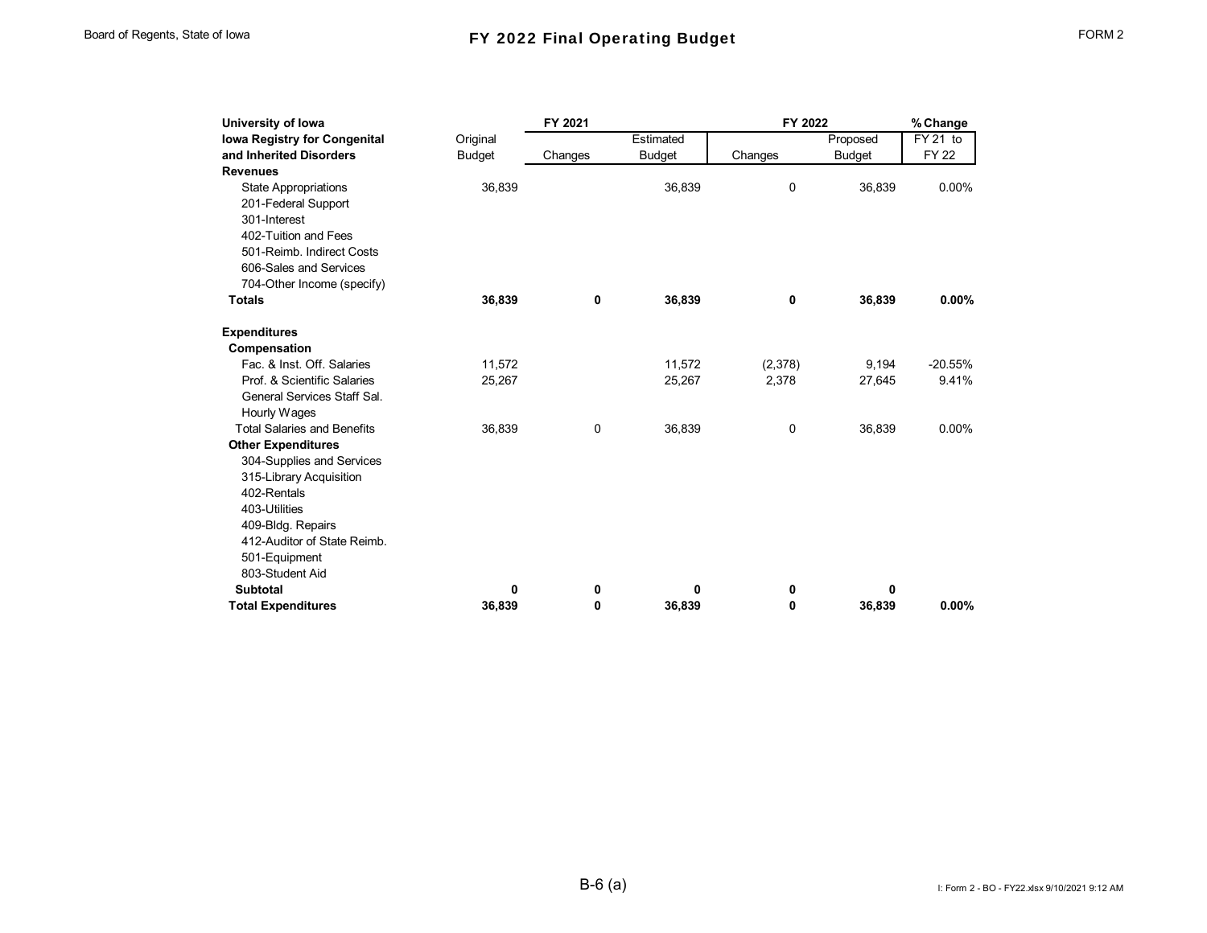| University of Iowa<br>Iowa Registry for Congenital and Inherited Disorders | FY 2021<br>Original Budget | <br>Changes | <br>Estimated Budget | FY 2022<br>Changes | <br>Proposed Budget | % Change<br>FY 21 to FY 22 |
|---|---|---|---|---|---|---|
| **Revenues** | | | | | | |
| State Appropriations | 36,839 | | 36,839 | 0 | 36,839 | 0.00% |
| 201-Federal Support | | | | | | |
| 301-Interest | | | | | | |
| 402-Tuition and Fees | | | | | | |
| 501-Reimb. Indirect Costs | | | | | | |
| 606-Sales and Services | | | | | | |
| 704-Other Income (specify) | | | | | | |
| **Totals** | **36,839** | **0** | **36,839** | **0** | **36,839** | **0.00%** |
| | | | | | | |
| **Expenditures** | | | | | | |
| **Compensation** | | | | | | |
| Fac. & Inst. Off. Salaries | 11,572 | | 11,572 | (2,378) | 9,194 | -20.55% |
| Prof. & Scientific Salaries | 25,267 | | 25,267 | 2,378 | 27,645 | 9.41% |
| General Services Staff Sal. | | | | | | |
| Hourly Wages | | | | | | |
| Total Salaries and Benefits | 36,839 | 0 | 36,839 | 0 | 36,839 | 0.00% |
| **Other Expenditures** | | | | | | |
| 304-Supplies and Services | | | | | | |
| 315-Library Acquisition | | | | | | |
| 402-Rentals | | | | | | |
| 403-Utilities | | | | | | |
| 409-Bldg. Repairs | | | | | | |
| 412-Auditor of State Reimb. | | | | | | |
| 501-Equipment | | | | | | |
| 803-Student Aid | | | | | | |
| **Subtotal** | **0** | **0** | **0** | **0** | **0** | |
| **Total Expenditures** | **36,839** | **0** | **36,839** | **0** | **36,839** | **0.00%** |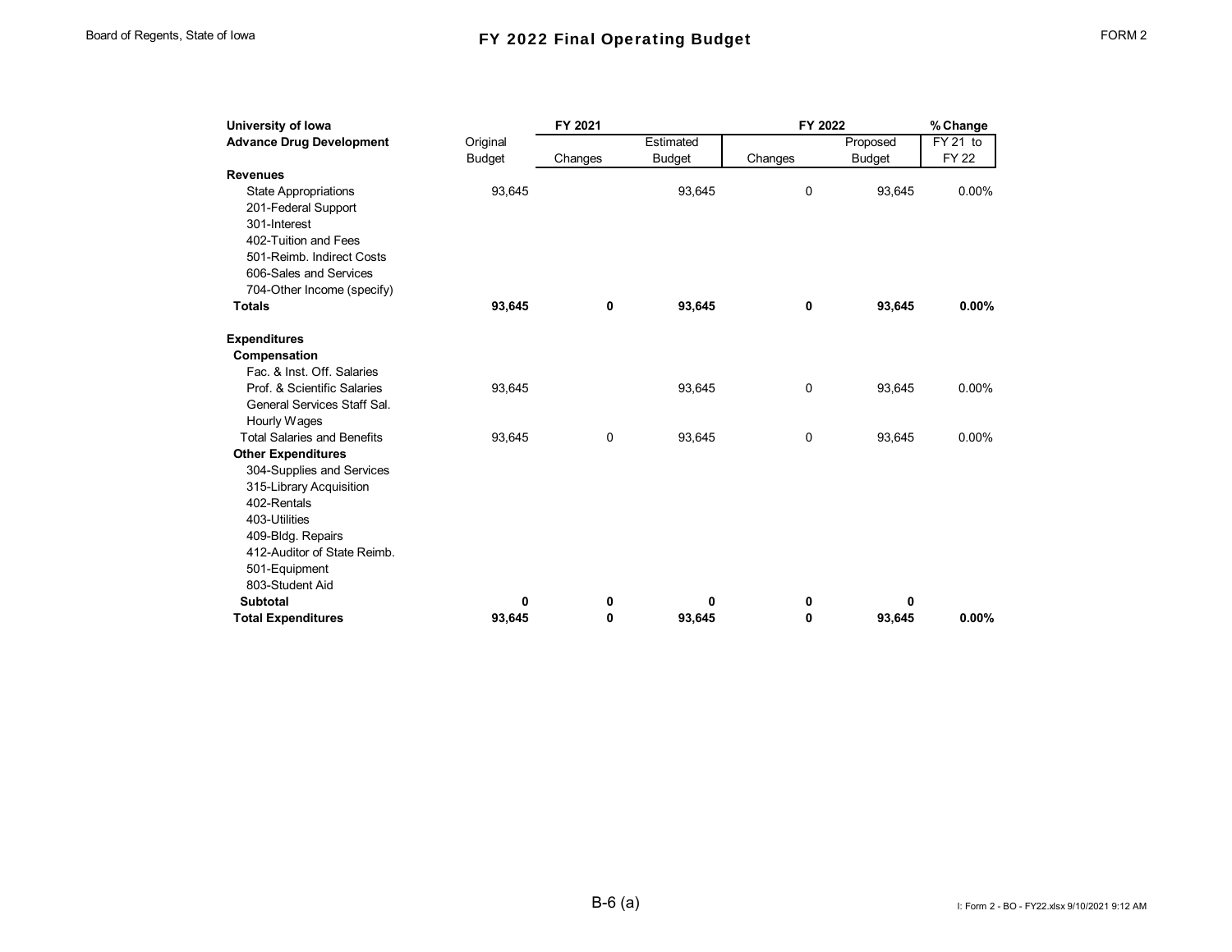# FY 2022 Final Operating Budget

Board of Regents, State of Iowa — FORM 2

| University of Iowa | FY 2021 | | | FY 2022 | | % Change |
|---|---|---|---|---|---|---|
| **Advance Drug Development** | Original Budget | Changes | Estimated Budget | Changes | Proposed Budget | FY 21 to FY 22 |
| **Revenues** | | | | | | |
| State Appropriations | 93,645 | | 93,645 | 0 | 93,645 | 0.00% |
| 201-Federal Support | | | | | | |
| 301-Interest | | | | | | |
| 402-Tuition and Fees | | | | | | |
| 501-Reimb. Indirect Costs | | | | | | |
| 606-Sales and Services | | | | | | |
| 704-Other Income (specify) | | | | | | |
| **Totals** | **93,645** | **0** | **93,645** | **0** | **93,645** | **0.00%** |
| | | | | | | |
| **Expenditures** | | | | | | |
| **Compensation** | | | | | | |
| Fac. & Inst. Off. Salaries | | | | | | |
| Prof. & Scientific Salaries | 93,645 | | 93,645 | 0 | 93,645 | 0.00% |
| General Services Staff Sal. | | | | | | |
| Hourly Wages | | | | | | |
| Total Salaries and Benefits | 93,645 | 0 | 93,645 | 0 | 93,645 | 0.00% |
| **Other Expenditures** | | | | | | |
| 304-Supplies and Services | | | | | | |
| 315-Library Acquisition | | | | | | |
| 402-Rentals | | | | | | |
| 403-Utilities | | | | | | |
| 409-Bldg. Repairs | | | | | | |
| 412-Auditor of State Reimb. | | | | | | |
| 501-Equipment | | | | | | |
| 803-Student Aid | | | | | | |
| **Subtotal** | **0** | **0** | **0** | **0** | **0** | |
| **Total Expenditures** | **93,645** | **0** | **93,645** | **0** | **93,645** | **0.00%** |

B-6 (a)

I: Form 2 - BO - FY22.xlsx 9/10/2021 9:12 AM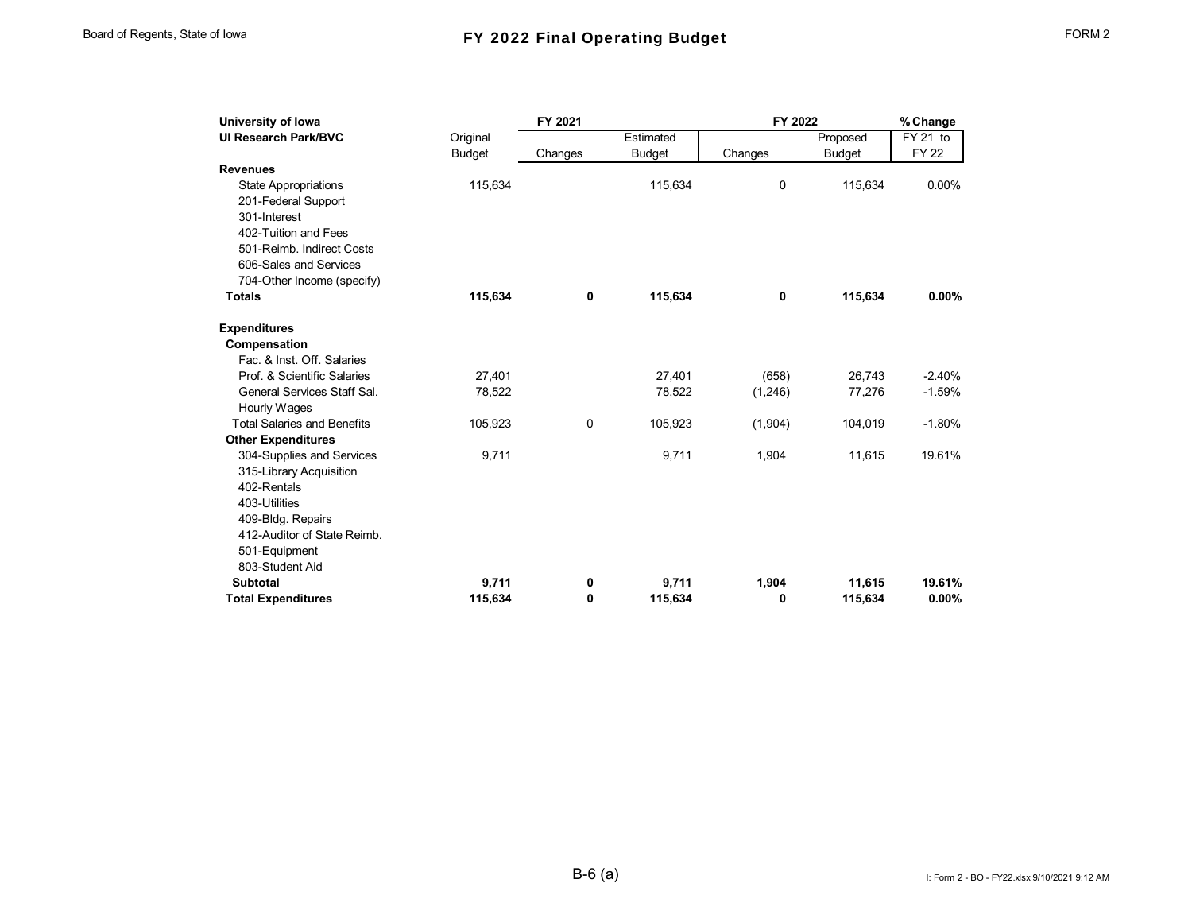# FY 2022 Final Operating Budget

Board of Regents, State of Iowa

FORM 2

| University of Iowa | FY 2021 | | | FY 2022 | | % Change |
|---|---|---|---|---|---|---|
| UI Research Park/BVC | Original Budget | Changes | Estimated Budget | Changes | Proposed Budget | FY 21 to FY 22 |
| **Revenues** | | | | | | |
| State Appropriations | 115,634 | | 115,634 | 0 | 115,634 | 0.00% |
| 201-Federal Support | | | | | | |
| 301-Interest | | | | | | |
| 402-Tuition and Fees | | | | | | |
| 501-Reimb. Indirect Costs | | | | | | |
| 606-Sales and Services | | | | | | |
| 704-Other Income (specify) | | | | | | |
| **Totals** | **115,634** | **0** | **115,634** | **0** | **115,634** | **0.00%** |
| | | | | | | |
| **Expenditures** | | | | | | |
| **Compensation** | | | | | | |
| Fac. & Inst. Off. Salaries | | | | | | |
| Prof. & Scientific Salaries | 27,401 | | 27,401 | (658) | 26,743 | -2.40% |
| General Services Staff Sal. | 78,522 | | 78,522 | (1,246) | 77,276 | -1.59% |
| Hourly Wages | | | | | | |
| Total Salaries and Benefits | 105,923 | 0 | 105,923 | (1,904) | 104,019 | -1.80% |
| **Other Expenditures** | | | | | | |
| 304-Supplies and Services | 9,711 | | 9,711 | 1,904 | 11,615 | 19.61% |
| 315-Library Acquisition | | | | | | |
| 402-Rentals | | | | | | |
| 403-Utilities | | | | | | |
| 409-Bldg. Repairs | | | | | | |
| 412-Auditor of State Reimb. | | | | | | |
| 501-Equipment | | | | | | |
| 803-Student Aid | | | | | | |
| **Subtotal** | **9,711** | **0** | **9,711** | **1,904** | **11,615** | **19.61%** |
| **Total Expenditures** | **115,634** | **0** | **115,634** | **0** | **115,634** | **0.00%** |

B-6 (a)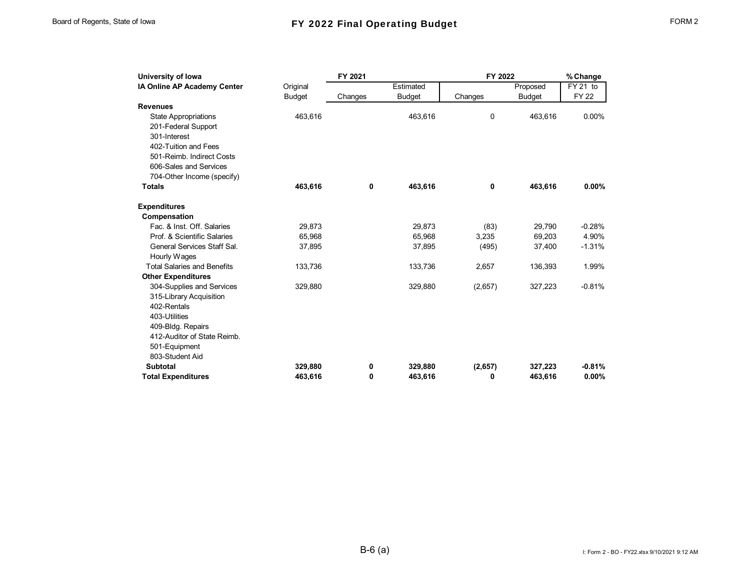# FY 2022 Final Operating Budget

| University of Iowa | FY 2021 | | | FY 2022 | | % Change |
|---|---|---|---|---|---|---|
| **IA Online AP Academy Center** | Original Budget | Changes | Estimated Budget | Changes | Proposed Budget | FY 21 to FY 22 |
| **Revenues** | | | | | | |
| State Appropriations | 463,616 | | 463,616 | 0 | 463,616 | 0.00% |
| 201-Federal Support | | | | | | |
| 301-Interest | | | | | | |
| 402-Tuition and Fees | | | | | | |
| 501-Reimb. Indirect Costs | | | | | | |
| 606-Sales and Services | | | | | | |
| 704-Other Income (specify) | | | | | | |
| **Totals** | **463,616** | **0** | **463,616** | **0** | **463,616** | **0.00%** |
| | | | | | | |
| **Expenditures** | | | | | | |
| **Compensation** | | | | | | |
| Fac. & Inst. Off. Salaries | 29,873 | | 29,873 | (83) | 29,790 | -0.28% |
| Prof. & Scientific Salaries | 65,968 | | 65,968 | 3,235 | 69,203 | 4.90% |
| General Services Staff Sal. | 37,895 | | 37,895 | (495) | 37,400 | -1.31% |
| Hourly Wages | | | | | | |
| Total Salaries and Benefits | 133,736 | | 133,736 | 2,657 | 136,393 | 1.99% |
| **Other Expenditures** | | | | | | |
| 304-Supplies and Services | 329,880 | | 329,880 | (2,657) | 327,223 | -0.81% |
| 315-Library Acquisition | | | | | | |
| 402-Rentals | | | | | | |
| 403-Utilities | | | | | | |
| 409-Bldg. Repairs | | | | | | |
| 412-Auditor of State Reimb. | | | | | | |
| 501-Equipment | | | | | | |
| 803-Student Aid | | | | | | |
| **Subtotal** | **329,880** | **0** | **329,880** | **(2,657)** | **327,223** | **-0.81%** |
| **Total Expenditures** | **463,616** | **0** | **463,616** | **0** | **463,616** | **0.00%** |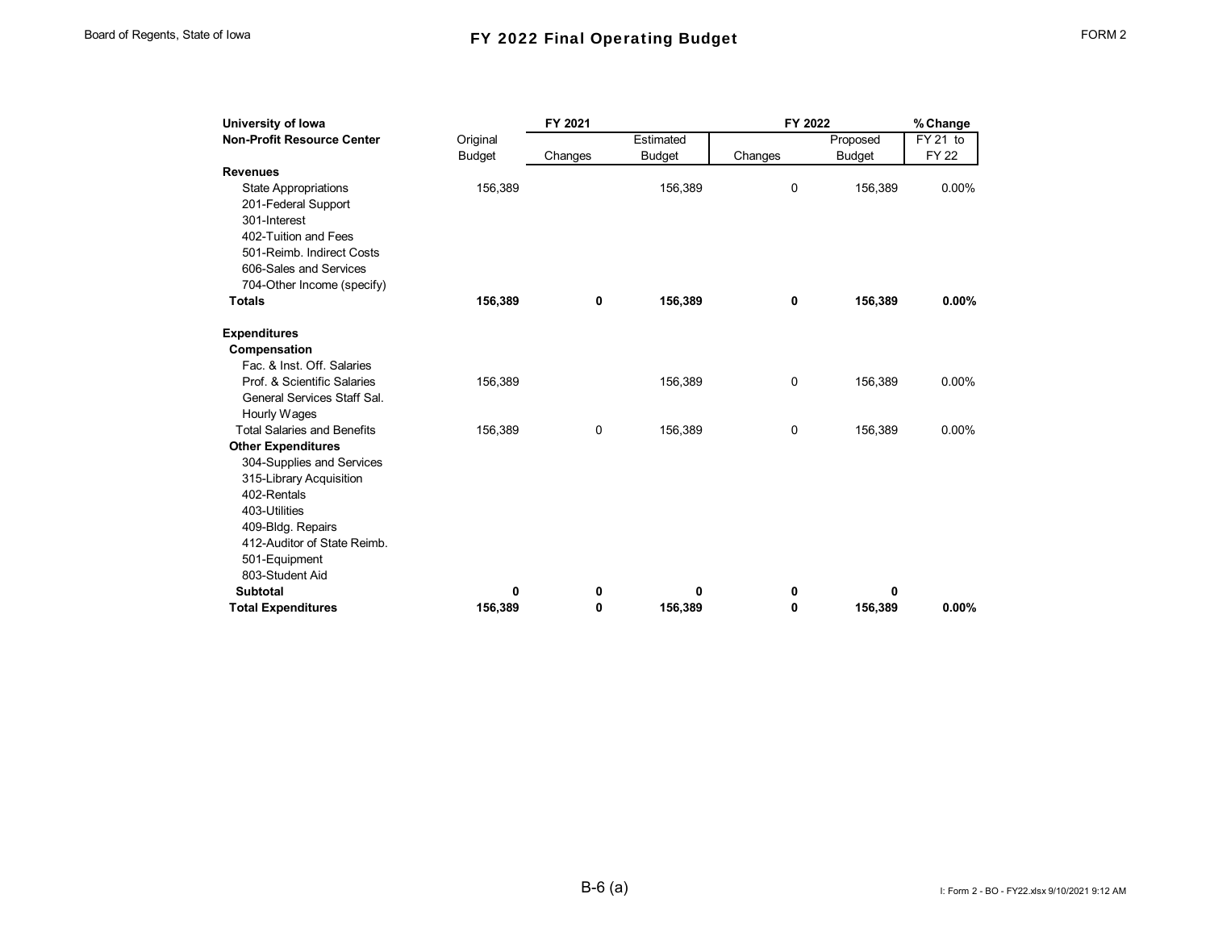# FY 2022 Final Operating Budget

FORM 2

| University of Iowa | FY 2021 | | | FY 2022 | | % Change |
|---|---|---|---|---|---|---|
| **Non-Profit Resource Center** | Original Budget | Changes | Estimated Budget | Changes | Proposed Budget | FY 21 to FY 22 |
| **Revenues** | | | | | | |
| State Appropriations | 156,389 | | 156,389 | 0 | 156,389 | 0.00% |
| 201-Federal Support | | | | | | |
| 301-Interest | | | | | | |
| 402-Tuition and Fees | | | | | | |
| 501-Reimb. Indirect Costs | | | | | | |
| 606-Sales and Services | | | | | | |
| 704-Other Income (specify) | | | | | | |
| **Totals** | **156,389** | **0** | **156,389** | **0** | **156,389** | **0.00%** |
| | | | | | | |
| **Expenditures** | | | | | | |
| **Compensation** | | | | | | |
| Fac. & Inst. Off. Salaries | | | | | | |
| Prof. & Scientific Salaries | 156,389 | | 156,389 | 0 | 156,389 | 0.00% |
| General Services Staff Sal. | | | | | | |
| Hourly Wages | | | | | | |
| Total Salaries and Benefits | 156,389 | 0 | 156,389 | 0 | 156,389 | 0.00% |
| **Other Expenditures** | | | | | | |
| 304-Supplies and Services | | | | | | |
| 315-Library Acquisition | | | | | | |
| 402-Rentals | | | | | | |
| 403-Utilities | | | | | | |
| 409-Bldg. Repairs | | | | | | |
| 412-Auditor of State Reimb. | | | | | | |
| 501-Equipment | | | | | | |
| 803-Student Aid | | | | | | |
| **Subtotal** | **0** | **0** | **0** | **0** | **0** | |
| **Total Expenditures** | **156,389** | **0** | **156,389** | **0** | **156,389** | **0.00%** |

B-6 (a)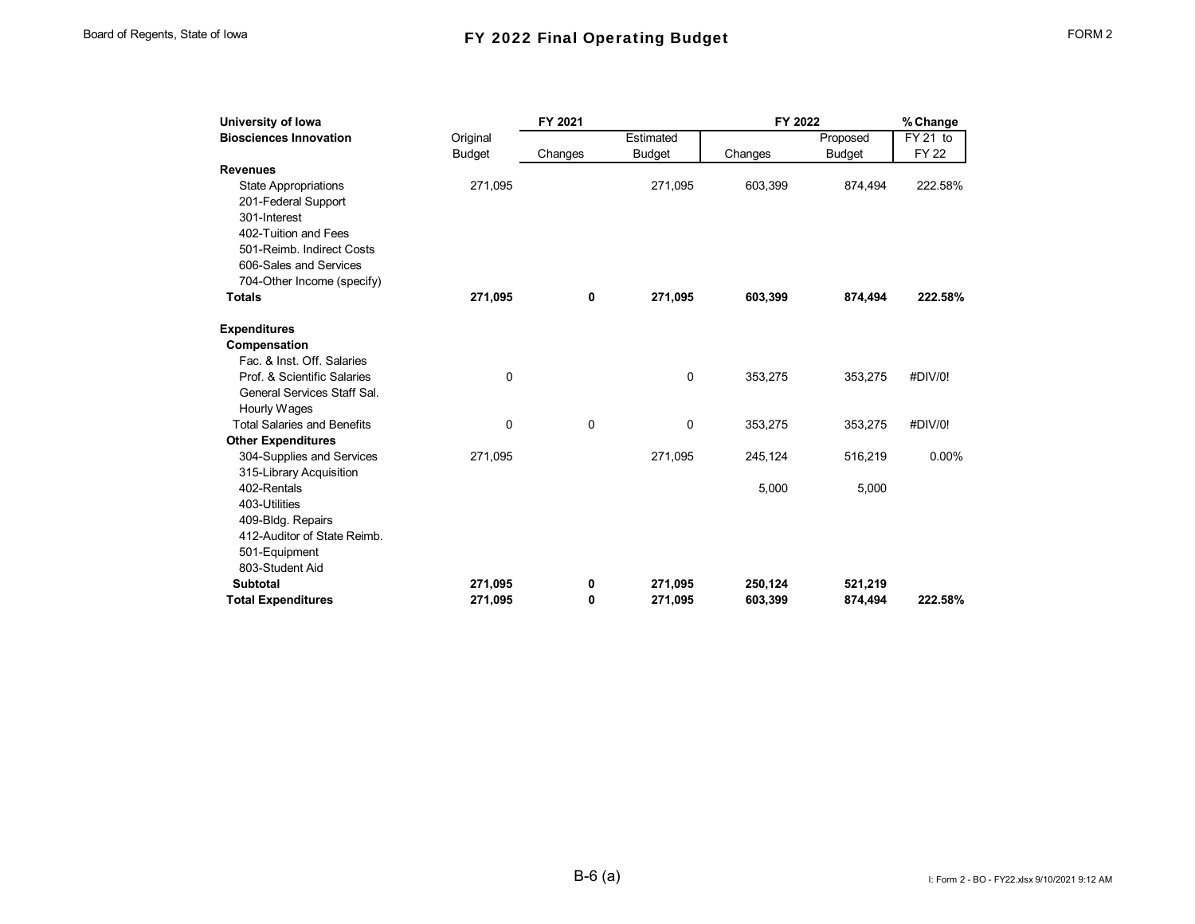Board of Regents, State of Iowa

# FY 2022 Final Operating Budget

FORM 2

| University of Iowa | FY 2021 | | | FY 2022 | | % Change |
|---|---|---|---|---|---|---|
| **Biosciences Innovation** | Original Budget | Changes | Estimated Budget | Changes | Proposed Budget | FY 21 to FY 22 |
| **Revenues** | | | | | | |
| State Appropriations | 271,095 | | 271,095 | 603,399 | 874,494 | 222.58% |
| 201-Federal Support | | | | | | |
| 301-Interest | | | | | | |
| 402-Tuition and Fees | | | | | | |
| 501-Reimb. Indirect Costs | | | | | | |
| 606-Sales and Services | | | | | | |
| 704-Other Income (specify) | | | | | | |
| **Totals** | **271,095** | **0** | **271,095** | **603,399** | **874,494** | **222.58%** |
| | | | | | | |
| **Expenditures** | | | | | | |
| **Compensation** | | | | | | |
| Fac. & Inst. Off. Salaries | | | | | | |
| Prof. & Scientific Salaries | 0 | | 0 | 353,275 | 353,275 | #DIV/0! |
| General Services Staff Sal. | | | | | | |
| Hourly Wages | | | | | | |
| Total Salaries and Benefits | 0 | 0 | 0 | 353,275 | 353,275 | #DIV/0! |
| **Other Expenditures** | | | | | | |
| 304-Supplies and Services | 271,095 | | 271,095 | 245,124 | 516,219 | 0.00% |
| 315-Library Acquisition | | | | | | |
| 402-Rentals | | | | 5,000 | 5,000 | |
| 403-Utilities | | | | | | |
| 409-Bldg. Repairs | | | | | | |
| 412-Auditor of State Reimb. | | | | | | |
| 501-Equipment | | | | | | |
| 803-Student Aid | | | | | | |
| **Subtotal** | **271,095** | **0** | **271,095** | **250,124** | **521,219** | |
| **Total Expenditures** | **271,095** | **0** | **271,095** | **603,399** | **874,494** | **222.58%** |

B-6 (a)

I: Form 2 - BO - FY22.xlsx 9/10/2021 9:12 AM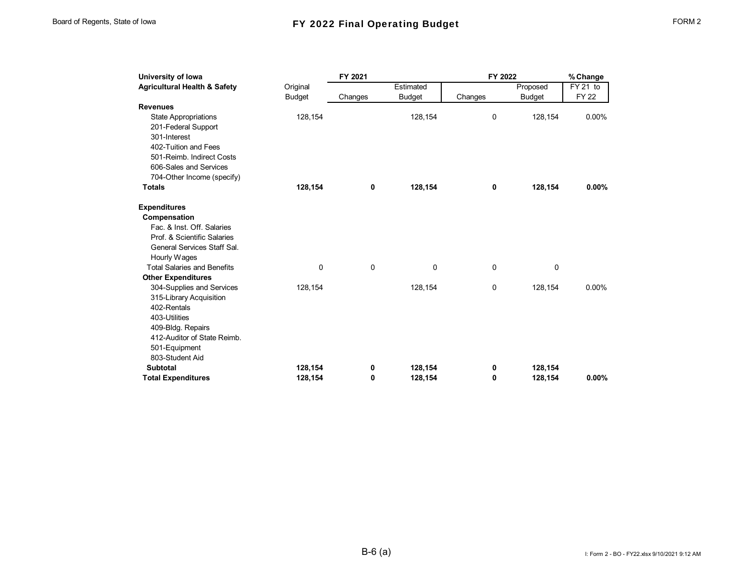# FY 2022 Final Operating Budget

Board of Regents, State of Iowa — FORM 2

| University of Iowa | FY 2021 | | | FY 2022 | | % Change |
|---|---|---|---|---|---|---|
| **Agricultural Health & Safety** | Original Budget | Changes | Estimated Budget | Changes | Proposed Budget | FY 21 to FY 22 |
| **Revenues** | | | | | | |
| State Appropriations | 128,154 | | 128,154 | 0 | 128,154 | 0.00% |
| 201-Federal Support | | | | | | |
| 301-Interest | | | | | | |
| 402-Tuition and Fees | | | | | | |
| 501-Reimb. Indirect Costs | | | | | | |
| 606-Sales and Services | | | | | | |
| 704-Other Income (specify) | | | | | | |
| **Totals** | **128,154** | **0** | **128,154** | **0** | **128,154** | **0.00%** |
| | | | | | | |
| **Expenditures** | | | | | | |
| **Compensation** | | | | | | |
| Fac. & Inst. Off. Salaries | | | | | | |
| Prof. & Scientific Salaries | | | | | | |
| General Services Staff Sal. | | | | | | |
| Hourly Wages | | | | | | |
| Total Salaries and Benefits | 0 | 0 | 0 | 0 | 0 | |
| **Other Expenditures** | | | | | | |
| 304-Supplies and Services | 128,154 | | 128,154 | 0 | 128,154 | 0.00% |
| 315-Library Acquisition | | | | | | |
| 402-Rentals | | | | | | |
| 403-Utilities | | | | | | |
| 409-Bldg. Repairs | | | | | | |
| 412-Auditor of State Reimb. | | | | | | |
| 501-Equipment | | | | | | |
| 803-Student Aid | | | | | | |
| **Subtotal** | **128,154** | **0** | **128,154** | **0** | **128,154** | |
| **Total Expenditures** | **128,154** | **0** | **128,154** | **0** | **128,154** | **0.00%** |

B-6 (a)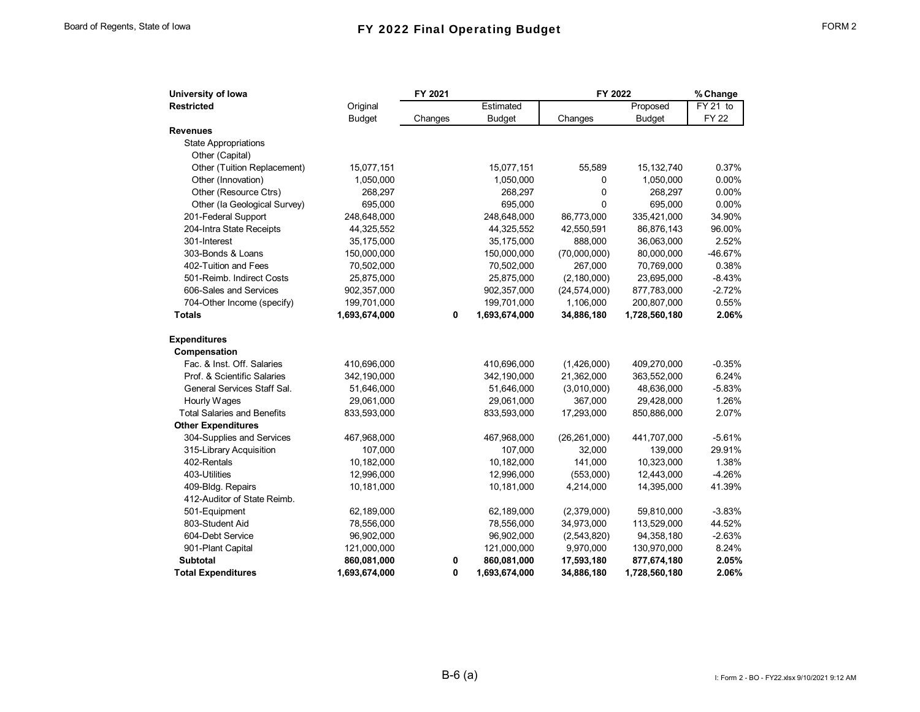# FY 2022 Final Operating Budget

Board of Regents, State of Iowa — FORM 2

| University of Iowa | | FY 2021 | | FY 2022 | | % Change |
|---|---|---|---|---|---|---|
| **Restricted** | Original Budget | Changes | Estimated Budget | Changes | Proposed Budget | FY 21 to FY 22 |
| **Revenues** | | | | | | |
| State Appropriations | | | | | | |
| Other (Capital) | | | | | | |
| Other (Tuition Replacement) | 15,077,151 | | 15,077,151 | 55,589 | 15,132,740 | 0.37% |
| Other (Innovation) | 1,050,000 | | 1,050,000 | 0 | 1,050,000 | 0.00% |
| Other (Resource Ctrs) | 268,297 | | 268,297 | 0 | 268,297 | 0.00% |
| Other (Ia Geological Survey) | 695,000 | | 695,000 | 0 | 695,000 | 0.00% |
| 201-Federal Support | 248,648,000 | | 248,648,000 | 86,773,000 | 335,421,000 | 34.90% |
| 204-Intra State Receipts | 44,325,552 | | 44,325,552 | 42,550,591 | 86,876,143 | 96.00% |
| 301-Interest | 35,175,000 | | 35,175,000 | 888,000 | 36,063,000 | 2.52% |
| 303-Bonds & Loans | 150,000,000 | | 150,000,000 | (70,000,000) | 80,000,000 | -46.67% |
| 402-Tuition and Fees | 70,502,000 | | 70,502,000 | 267,000 | 70,769,000 | 0.38% |
| 501-Reimb. Indirect Costs | 25,875,000 | | 25,875,000 | (2,180,000) | 23,695,000 | -8.43% |
| 606-Sales and Services | 902,357,000 | | 902,357,000 | (24,574,000) | 877,783,000 | -2.72% |
| 704-Other Income (specify) | 199,701,000 | | 199,701,000 | 1,106,000 | 200,807,000 | 0.55% |
| **Totals** | **1,693,674,000** | **0** | **1,693,674,000** | **34,886,180** | **1,728,560,180** | **2.06%** |
| | | | | | | |
| **Expenditures** | | | | | | |
| **Compensation** | | | | | | |
| Fac. & Inst. Off. Salaries | 410,696,000 | | 410,696,000 | (1,426,000) | 409,270,000 | -0.35% |
| Prof. & Scientific Salaries | 342,190,000 | | 342,190,000 | 21,362,000 | 363,552,000 | 6.24% |
| General Services Staff Sal. | 51,646,000 | | 51,646,000 | (3,010,000) | 48,636,000 | -5.83% |
| Hourly Wages | 29,061,000 | | 29,061,000 | 367,000 | 29,428,000 | 1.26% |
| Total Salaries and Benefits | 833,593,000 | | 833,593,000 | 17,293,000 | 850,886,000 | 2.07% |
| **Other Expenditures** | | | | | | |
| 304-Supplies and Services | 467,968,000 | | 467,968,000 | (26,261,000) | 441,707,000 | -5.61% |
| 315-Library Acquisition | 107,000 | | 107,000 | 32,000 | 139,000 | 29.91% |
| 402-Rentals | 10,182,000 | | 10,182,000 | 141,000 | 10,323,000 | 1.38% |
| 403-Utilities | 12,996,000 | | 12,996,000 | (553,000) | 12,443,000 | -4.26% |
| 409-Bldg. Repairs | 10,181,000 | | 10,181,000 | 4,214,000 | 14,395,000 | 41.39% |
| 412-Auditor of State Reimb. | | | | | | |
| 501-Equipment | 62,189,000 | | 62,189,000 | (2,379,000) | 59,810,000 | -3.83% |
| 803-Student Aid | 78,556,000 | | 78,556,000 | 34,973,000 | 113,529,000 | 44.52% |
| 604-Debt Service | 96,902,000 | | 96,902,000 | (2,543,820) | 94,358,180 | -2.63% |
| 901-Plant Capital | 121,000,000 | | 121,000,000 | 9,970,000 | 130,970,000 | 8.24% |
| **Subtotal** | **860,081,000** | **0** | **860,081,000** | **17,593,180** | **877,674,180** | **2.05%** |
| **Total Expenditures** | **1,693,674,000** | **0** | **1,693,674,000** | **34,886,180** | **1,728,560,180** | **2.06%** |

B-6 (a)

I: Form 2 - BO - FY22.xlsx 9/10/2021 9:12 AM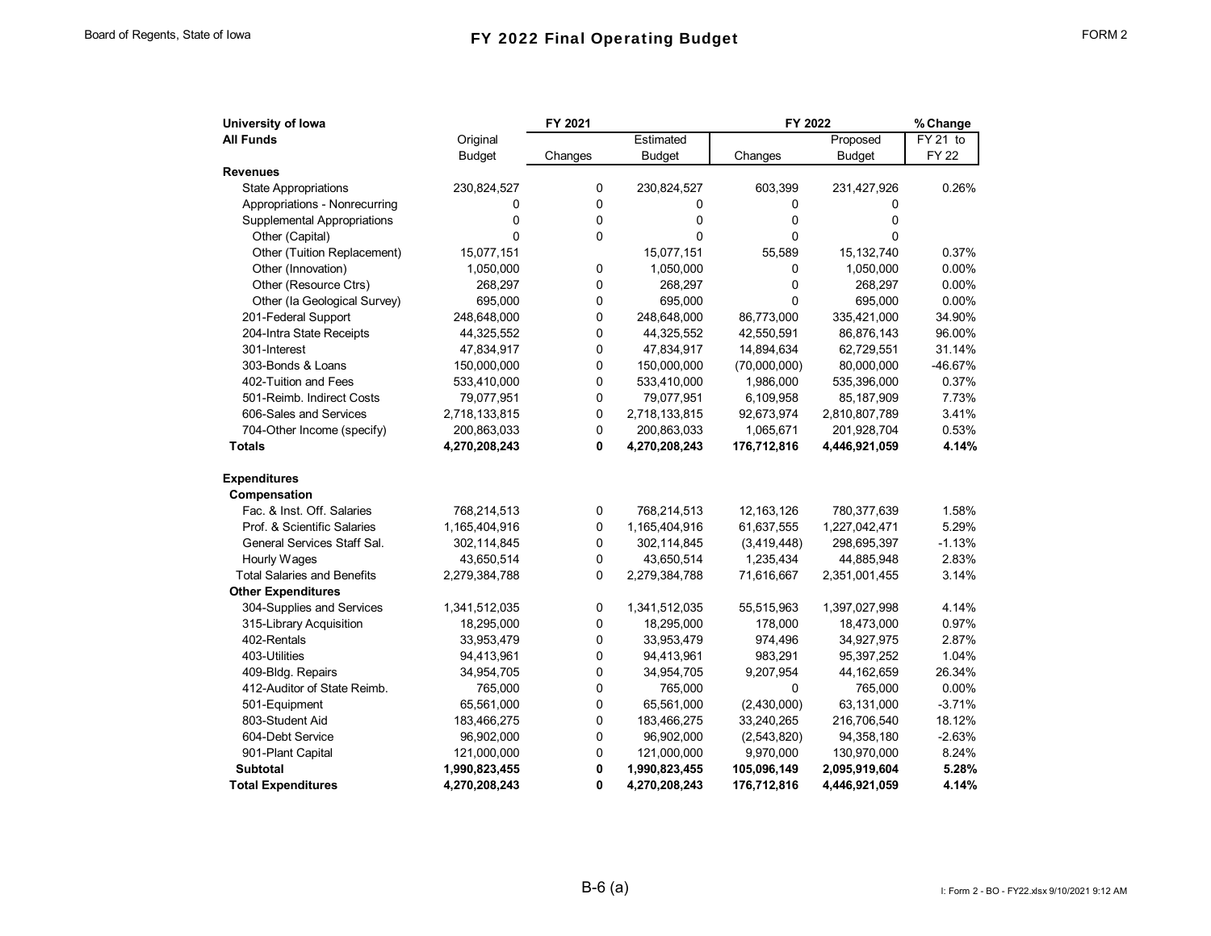# FY 2022 Final Operating Budget

Board of Regents, State of Iowa — FORM 2

| University of Iowa | | FY 2021 | | FY 2022 | | % Change |
|---|---|---|---|---|---|---|
| All Funds | Original Budget | Changes | Estimated Budget | Changes | Proposed Budget | FY 21 to FY 22 |
| **Revenues** | | | | | | |
| State Appropriations | 230,824,527 | 0 | 230,824,527 | 603,399 | 231,427,926 | 0.26% |
| Appropriations - Nonrecurring | 0 | 0 | 0 | 0 | 0 | |
| Supplemental Appropriations | 0 | 0 | 0 | 0 | 0 | |
| Other (Capital) | 0 | 0 | 0 | 0 | 0 | |
| Other (Tuition Replacement) | 15,077,151 | | 15,077,151 | 55,589 | 15,132,740 | 0.37% |
| Other (Innovation) | 1,050,000 | 0 | 1,050,000 | 0 | 1,050,000 | 0.00% |
| Other (Resource Ctrs) | 268,297 | 0 | 268,297 | 0 | 268,297 | 0.00% |
| Other (Ia Geological Survey) | 695,000 | 0 | 695,000 | 0 | 695,000 | 0.00% |
| 201-Federal Support | 248,648,000 | 0 | 248,648,000 | 86,773,000 | 335,421,000 | 34.90% |
| 204-Intra State Receipts | 44,325,552 | 0 | 44,325,552 | 42,550,591 | 86,876,143 | 96.00% |
| 301-Interest | 47,834,917 | 0 | 47,834,917 | 14,894,634 | 62,729,551 | 31.14% |
| 303-Bonds & Loans | 150,000,000 | 0 | 150,000,000 | (70,000,000) | 80,000,000 | -46.67% |
| 402-Tuition and Fees | 533,410,000 | 0 | 533,410,000 | 1,986,000 | 535,396,000 | 0.37% |
| 501-Reimb. Indirect Costs | 79,077,951 | 0 | 79,077,951 | 6,109,958 | 85,187,909 | 7.73% |
| 606-Sales and Services | 2,718,133,815 | 0 | 2,718,133,815 | 92,673,974 | 2,810,807,789 | 3.41% |
| 704-Other Income (specify) | 200,863,033 | 0 | 200,863,033 | 1,065,671 | 201,928,704 | 0.53% |
| **Totals** | **4,270,208,243** | **0** | **4,270,208,243** | **176,712,816** | **4,446,921,059** | **4.14%** |
| | | | | | | |
| **Expenditures** | | | | | | |
| **Compensation** | | | | | | |
| Fac. & Inst. Off. Salaries | 768,214,513 | 0 | 768,214,513 | 12,163,126 | 780,377,639 | 1.58% |
| Prof. & Scientific Salaries | 1,165,404,916 | 0 | 1,165,404,916 | 61,637,555 | 1,227,042,471 | 5.29% |
| General Services Staff Sal. | 302,114,845 | 0 | 302,114,845 | (3,419,448) | 298,695,397 | -1.13% |
| Hourly Wages | 43,650,514 | 0 | 43,650,514 | 1,235,434 | 44,885,948 | 2.83% |
| Total Salaries and Benefits | 2,279,384,788 | 0 | 2,279,384,788 | 71,616,667 | 2,351,001,455 | 3.14% |
| **Other Expenditures** | | | | | | |
| 304-Supplies and Services | 1,341,512,035 | 0 | 1,341,512,035 | 55,515,963 | 1,397,027,998 | 4.14% |
| 315-Library Acquisition | 18,295,000 | 0 | 18,295,000 | 178,000 | 18,473,000 | 0.97% |
| 402-Rentals | 33,953,479 | 0 | 33,953,479 | 974,496 | 34,927,975 | 2.87% |
| 403-Utilities | 94,413,961 | 0 | 94,413,961 | 983,291 | 95,397,252 | 1.04% |
| 409-Bldg. Repairs | 34,954,705 | 0 | 34,954,705 | 9,207,954 | 44,162,659 | 26.34% |
| 412-Auditor of State Reimb. | 765,000 | 0 | 765,000 | 0 | 765,000 | 0.00% |
| 501-Equipment | 65,561,000 | 0 | 65,561,000 | (2,430,000) | 63,131,000 | -3.71% |
| 803-Student Aid | 183,466,275 | 0 | 183,466,275 | 33,240,265 | 216,706,540 | 18.12% |
| 604-Debt Service | 96,902,000 | 0 | 96,902,000 | (2,543,820) | 94,358,180 | -2.63% |
| 901-Plant Capital | 121,000,000 | 0 | 121,000,000 | 9,970,000 | 130,970,000 | 8.24% |
| **Subtotal** | **1,990,823,455** | **0** | **1,990,823,455** | **105,096,149** | **2,095,919,604** | **5.28%** |
| **Total Expenditures** | **4,270,208,243** | **0** | **4,270,208,243** | **176,712,816** | **4,446,921,059** | **4.14%** |

B-6 (a)

I: Form 2 - BO - FY22.xlsx 9/10/2021 9:12 AM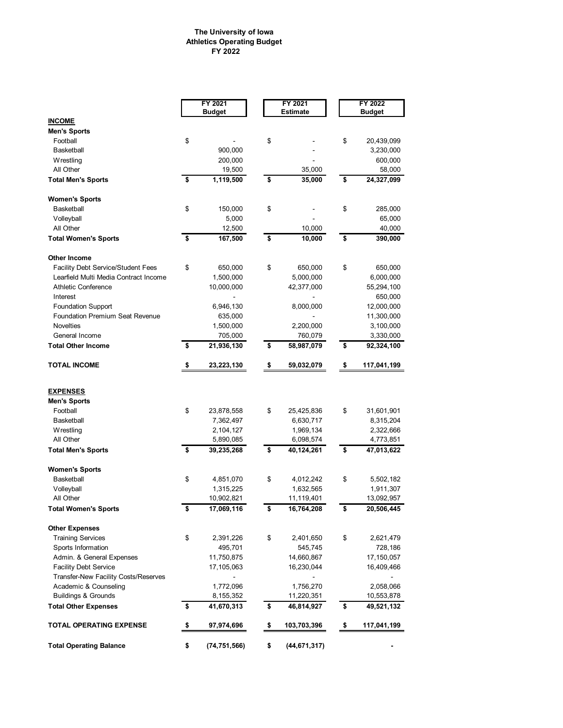**The University of Iowa**
**Athletics Operating Budget**
**FY 2022**

| | FY 2021 Budget | FY 2021 Estimate | FY 2022 Budget |
|---|---|---|---|
| **INCOME** | | | |
| **Men's Sports** | | | |
| Football | $ - | $ - | $ 20,439,099 |
| Basketball | 900,000 | - | 3,230,000 |
| Wrestling | 200,000 | - | 600,000 |
| All Other | 19,500 | 35,000 | 58,000 |
| **Total Men's Sports** | **$ 1,119,500** | **$ 35,000** | **$ 24,327,099** |
| **Women's Sports** | | | |
| Basketball | $ 150,000 | $ - | $ 285,000 |
| Volleyball | 5,000 | - | 65,000 |
| All Other | 12,500 | 10,000 | 40,000 |
| **Total Women's Sports** | **$ 167,500** | **$ 10,000** | **$ 390,000** |
| **Other Income** | | | |
| Facility Debt Service/Student Fees | $ 650,000 | $ 650,000 | $ 650,000 |
| Learfield Multi Media Contract Income | 1,500,000 | 5,000,000 | 6,000,000 |
| Athletic Conference | 10,000,000 | 42,377,000 | 55,294,100 |
| Interest | - | - | 650,000 |
| Foundation Support | 6,946,130 | 8,000,000 | 12,000,000 |
| Foundation Premium Seat Revenue | 635,000 | - | 11,300,000 |
| Novelties | 1,500,000 | 2,200,000 | 3,100,000 |
| General Income | 705,000 | 760,079 | 3,330,000 |
| **Total Other Income** | **$ 21,936,130** | **$ 58,987,079** | **$ 92,324,100** |
| **TOTAL INCOME** | **$ 23,223,130** | **$ 59,032,079** | **$ 117,041,199** |
| **EXPENSES** | | | |
| **Men's Sports** | | | |
| Football | $ 23,878,558 | $ 25,425,836 | $ 31,601,901 |
| Basketball | 7,362,497 | 6,630,717 | 8,315,204 |
| Wrestling | 2,104,127 | 1,969,134 | 2,322,666 |
| All Other | 5,890,085 | 6,098,574 | 4,773,851 |
| **Total Men's Sports** | **$ 39,235,268** | **$ 40,124,261** | **$ 47,013,622** |
| **Women's Sports** | | | |
| Basketball | $ 4,851,070 | $ 4,012,242 | $ 5,502,182 |
| Volleyball | 1,315,225 | 1,632,565 | 1,911,307 |
| All Other | 10,902,821 | 11,119,401 | 13,092,957 |
| **Total Women's Sports** | **$ 17,069,116** | **$ 16,764,208** | **$ 20,506,445** |
| **Other Expenses** | | | |
| Training Services | $ 2,391,226 | $ 2,401,650 | $ 2,621,479 |
| Sports Information | 495,701 | 545,745 | 728,186 |
| Admin. & General Expenses | 11,750,875 | 14,660,867 | 17,150,057 |
| Facility Debt Service | 17,105,063 | 16,230,044 | 16,409,466 |
| Transfer-New Facility Costs/Reserves | - | - | - |
| Academic & Counseling | 1,772,096 | 1,756,270 | 2,058,066 |
| Buildings & Grounds | 8,155,352 | 11,220,351 | 10,553,878 |
| **Total Other Expenses** | **$ 41,670,313** | **$ 46,814,927** | **$ 49,521,132** |
| **TOTAL OPERATING EXPENSE** | **$ 97,974,696** | **$ 103,703,396** | **$ 117,041,199** |
| **Total Operating Balance** | **$ (74,751,566)** | **$ (44,671,317)** | **-** |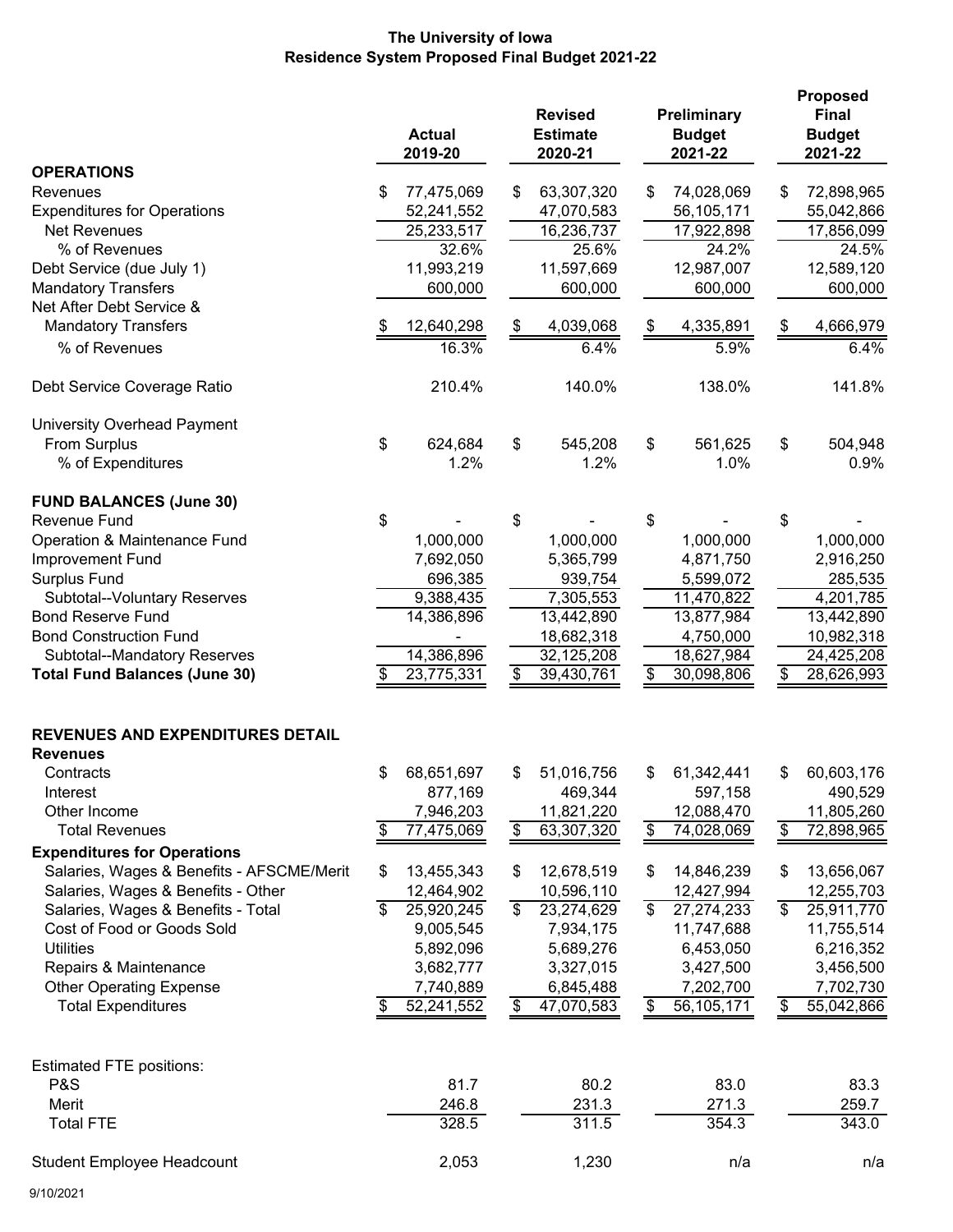# The University of Iowa
## Residence System Proposed Final Budget 2021-22

| | Actual 2019-20 | Revised Estimate 2020-21 | Preliminary Budget 2021-22 | Proposed Final Budget 2021-22 |
|---|---|---|---|---|
| **OPERATIONS** | | | | |
| Revenues | $ 77,475,069 | $ 63,307,320 | $ 74,028,069 | $ 72,898,965 |
| Expenditures for Operations | 52,241,552 | 47,070,583 | 56,105,171 | 55,042,866 |
| Net Revenues | 25,233,517 | 16,236,737 | 17,922,898 | 17,856,099 |
| % of Revenues | 32.6% | 25.6% | 24.2% | 24.5% |
| Debt Service (due July 1) | 11,993,219 | 11,597,669 | 12,987,007 | 12,589,120 |
| Mandatory Transfers | 600,000 | 600,000 | 600,000 | 600,000 |
| Net After Debt Service & Mandatory Transfers | $ 12,640,298 | $ 4,039,068 | $ 4,335,891 | $ 4,666,979 |
| % of Revenues | 16.3% | 6.4% | 5.9% | 6.4% |
| Debt Service Coverage Ratio | 210.4% | 140.0% | 138.0% | 141.8% |
| University Overhead Payment From Surplus | $ 624,684 | $ 545,208 | $ 561,625 | $ 504,948 |
| % of Expenditures | 1.2% | 1.2% | 1.0% | 0.9% |
| **FUND BALANCES (June 30)** | | | | |
| Revenue Fund | $ - | $ - | $ - | $ - |
| Operation & Maintenance Fund | 1,000,000 | 1,000,000 | 1,000,000 | 1,000,000 |
| Improvement Fund | 7,692,050 | 5,365,799 | 4,871,750 | 2,916,250 |
| Surplus Fund | 696,385 | 939,754 | 5,599,072 | 285,535 |
| Subtotal--Voluntary Reserves | 9,388,435 | 7,305,553 | 11,470,822 | 4,201,785 |
| Bond Reserve Fund | 14,386,896 | 13,442,890 | 13,877,984 | 13,442,890 |
| Bond Construction Fund | - | 18,682,318 | 4,750,000 | 10,982,318 |
| Subtotal--Mandatory Reserves | 14,386,896 | 32,125,208 | 18,627,984 | 24,425,208 |
| **Total Fund Balances (June 30)** | $ 23,775,331 | $ 39,430,761 | $ 30,098,806 | $ 28,626,993 |
| **REVENUES AND EXPENDITURES DETAIL** | | | | |
| **Revenues** | | | | |
| Contracts | $ 68,651,697 | $ 51,016,756 | $ 61,342,441 | $ 60,603,176 |
| Interest | 877,169 | 469,344 | 597,158 | 490,529 |
| Other Income | 7,946,203 | 11,821,220 | 12,088,470 | 11,805,260 |
| Total Revenues | $ 77,475,069 | $ 63,307,320 | $ 74,028,069 | $ 72,898,965 |
| **Expenditures for Operations** | | | | |
| Salaries, Wages & Benefits - AFSCME/Merit | $ 13,455,343 | $ 12,678,519 | $ 14,846,239 | $ 13,656,067 |
| Salaries, Wages & Benefits - Other | 12,464,902 | 10,596,110 | 12,427,994 | 12,255,703 |
| Salaries, Wages & Benefits - Total | $ 25,920,245 | $ 23,274,629 | $ 27,274,233 | $ 25,911,770 |
| Cost of Food or Goods Sold | 9,005,545 | 7,934,175 | 11,747,688 | 11,755,514 |
| Utilities | 5,892,096 | 5,689,276 | 6,453,050 | 6,216,352 |
| Repairs & Maintenance | 3,682,777 | 3,327,015 | 3,427,500 | 3,456,500 |
| Other Operating Expense | 7,740,889 | 6,845,488 | 7,202,700 | 7,702,730 |
| Total Expenditures | $ 52,241,552 | $ 47,070,583 | $ 56,105,171 | $ 55,042,866 |
| Estimated FTE positions: | | | | |
| P&S | 81.7 | 80.2 | 83.0 | 83.3 |
| Merit | 246.8 | 231.3 | 271.3 | 259.7 |
| Total FTE | 328.5 | 311.5 | 354.3 | 343.0 |
| Student Employee Headcount | 2,053 | 1,230 | n/a | n/a |

9/10/2021